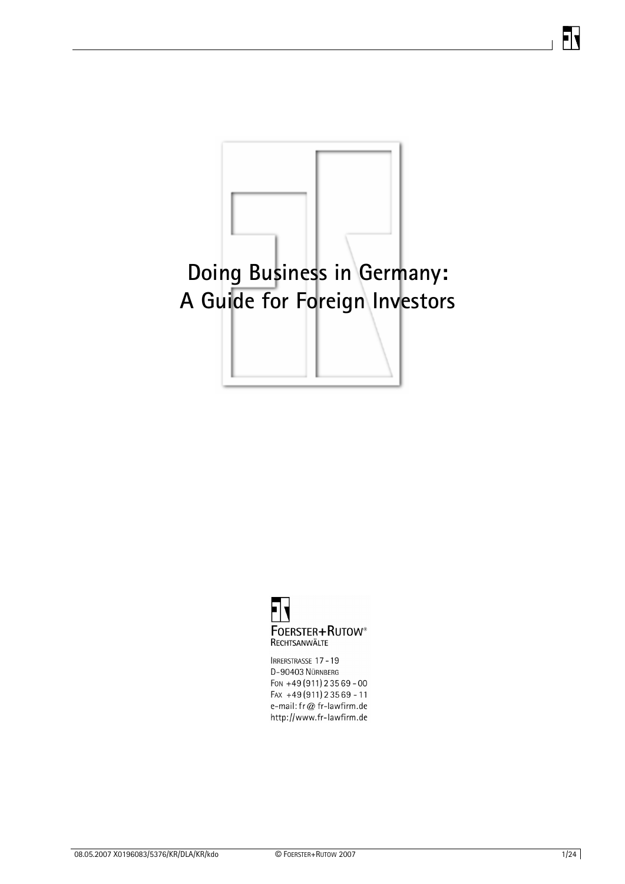# Doing Business in Germany: A Guide for Foreign Investors

FOERSTER+RUTOW®
RECHTSANWÄLTE

IRRERSTRASSE 17 - 19
D-90403 NÜRNBERG
FON +49 (911) 2 35 69 - 00
FAX +49 (911) 2 35 69 - 11
e-mail: fr@fr-lawfirm.de
http://www.fr-lawfirm.de

08.05.2007 X0196083/5376/KR/DLA/KR/kdo © FOERSTER+RUTOW 2007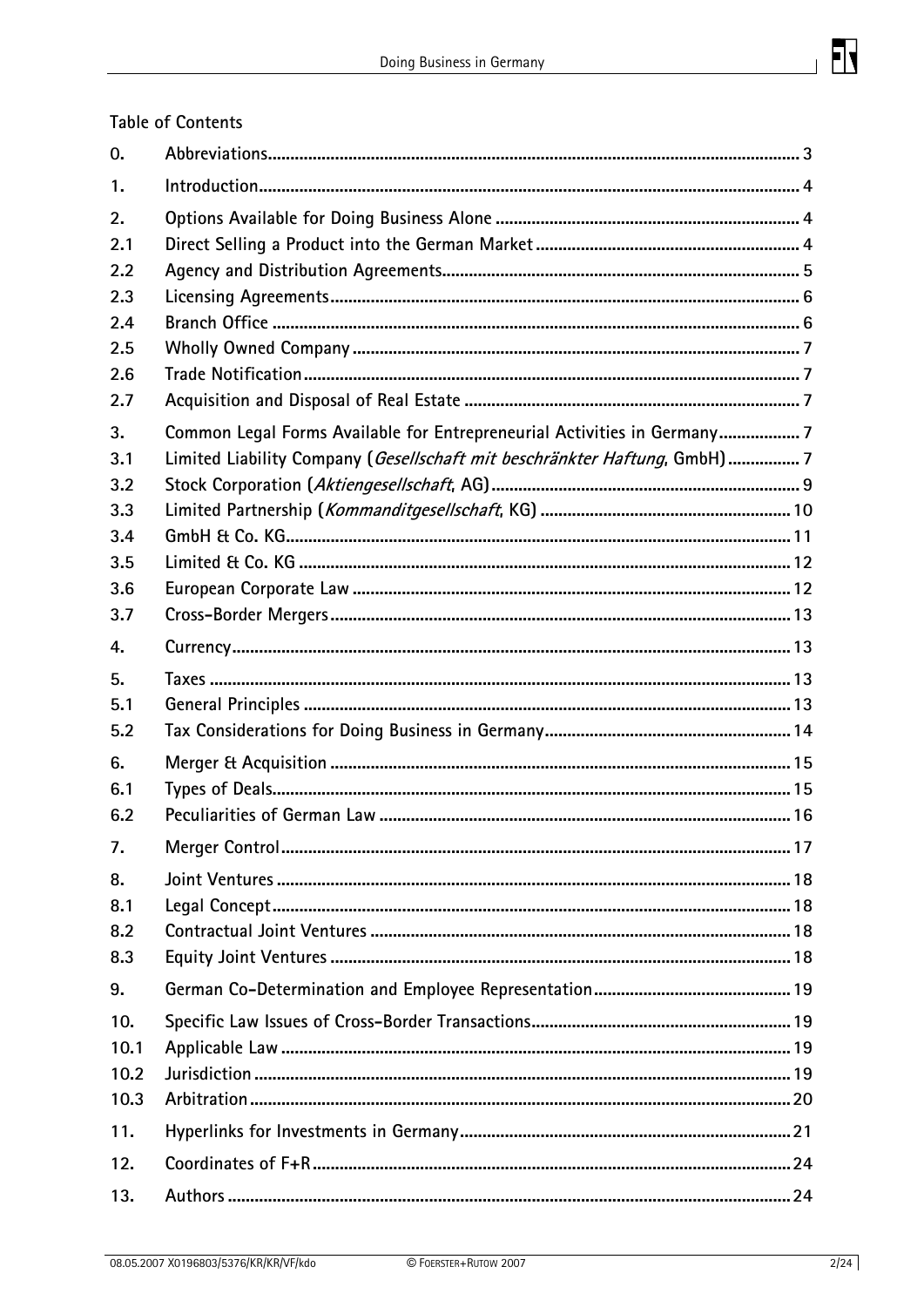Table of Contents

| | | |
|---|---|---|
| 0. | Abbreviations | 3 |
| 1. | Introduction | 4 |
| 2. | Options Available for Doing Business Alone | 4 |
| 2.1 | Direct Selling a Product into the German Market | 4 |
| 2.2 | Agency and Distribution Agreements | 5 |
| 2.3 | Licensing Agreements | 6 |
| 2.4 | Branch Office | 6 |
| 2.5 | Wholly Owned Company | 7 |
| 2.6 | Trade Notification | 7 |
| 2.7 | Acquisition and Disposal of Real Estate | 7 |
| 3. | Common Legal Forms Available for Entrepreneurial Activities in Germany | 7 |
| 3.1 | Limited Liability Company (*Gesellschaft mit beschränkter Haftung*, GmbH) | 7 |
| 3.2 | Stock Corporation (*Aktiengesellschaft*, AG) | 9 |
| 3.3 | Limited Partnership (*Kommanditgesellschaft*, KG) | 10 |
| 3.4 | GmbH & Co. KG | 11 |
| 3.5 | Limited & Co. KG | 12 |
| 3.6 | European Corporate Law | 12 |
| 3.7 | Cross-Border Mergers | 13 |
| 4. | Currency | 13 |
| 5. | Taxes | 13 |
| 5.1 | General Principles | 13 |
| 5.2 | Tax Considerations for Doing Business in Germany | 14 |
| 6. | Merger & Acquisition | 15 |
| 6.1 | Types of Deals | 15 |
| 6.2 | Peculiarities of German Law | 16 |
| 7. | Merger Control | 17 |
| 8. | Joint Ventures | 18 |
| 8.1 | Legal Concept | 18 |
| 8.2 | Contractual Joint Ventures | 18 |
| 8.3 | Equity Joint Ventures | 18 |
| 9. | German Co-Determination and Employee Representation | 19 |
| 10. | Specific Law Issues of Cross-Border Transactions | 19 |
| 10.1 | Applicable Law | 19 |
| 10.2 | Jurisdiction | 19 |
| 10.3 | Arbitration | 20 |
| 11. | Hyperlinks for Investments in Germany | 21 |
| 12. | Coordinates of F+R | 24 |
| 13. | Authors | 24 |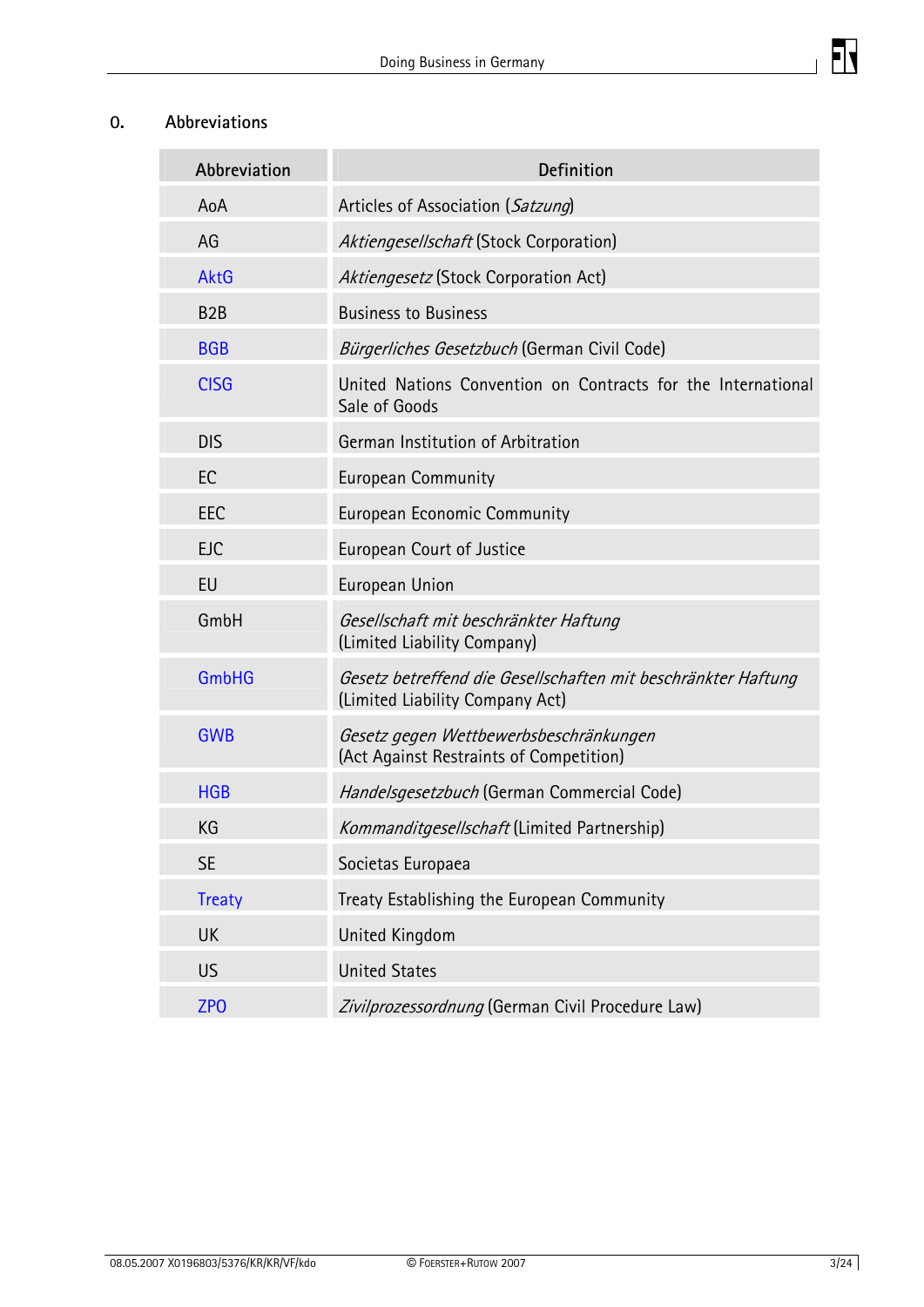## 0. Abbreviations

| Abbreviation | Definition |
|---|---|
| AoA | Articles of Association (*Satzung*) |
| AG | *Aktiengesellschaft* (Stock Corporation) |
| AktG | *Aktiengesetz* (Stock Corporation Act) |
| B2B | Business to Business |
| BGB | *Bürgerliches Gesetzbuch* (German Civil Code) |
| CISG | United Nations Convention on Contracts for the International Sale of Goods |
| DIS | German Institution of Arbitration |
| EC | European Community |
| EEC | European Economic Community |
| EJC | European Court of Justice |
| EU | European Union |
| GmbH | *Gesellschaft mit beschränkter Haftung* (Limited Liability Company) |
| GmbHG | *Gesetz betreffend die Gesellschaften mit beschränkter Haftung* (Limited Liability Company Act) |
| GWB | *Gesetz gegen Wettbewerbsbeschränkungen* (Act Against Restraints of Competition) |
| HGB | *Handelsgesetzbuch* (German Commercial Code) |
| KG | *Kommanditgesellschaft* (Limited Partnership) |
| SE | Societas Europaea |
| Treaty | Treaty Establishing the European Community |
| UK | United Kingdom |
| US | United States |
| ZPO | *Zivilprozessordnung* (German Civil Procedure Law) |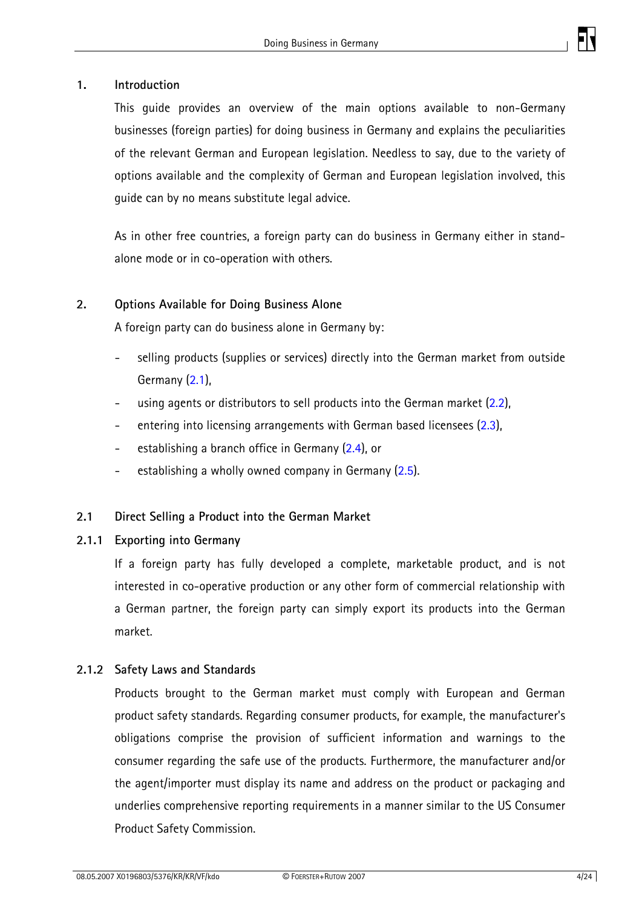## 1. Introduction

This guide provides an overview of the main options available to non-Germany businesses (foreign parties) for doing business in Germany and explains the peculiarities of the relevant German and European legislation. Needless to say, due to the variety of options available and the complexity of German and European legislation involved, this guide can by no means substitute legal advice.

As in other free countries, a foreign party can do business in Germany either in stand-alone mode or in co-operation with others.

## 2. Options Available for Doing Business Alone

A foreign party can do business alone in Germany by:

- selling products (supplies or services) directly into the German market from outside Germany (2.1),
- using agents or distributors to sell products into the German market (2.2),
- entering into licensing arrangements with German based licensees (2.3),
- establishing a branch office in Germany (2.4), or
- establishing a wholly owned company in Germany (2.5).

### 2.1 Direct Selling a Product into the German Market

#### 2.1.1 Exporting into Germany

If a foreign party has fully developed a complete, marketable product, and is not interested in co-operative production or any other form of commercial relationship with a German partner, the foreign party can simply export its products into the German market.

#### 2.1.2 Safety Laws and Standards

Products brought to the German market must comply with European and German product safety standards. Regarding consumer products, for example, the manufacturer's obligations comprise the provision of sufficient information and warnings to the consumer regarding the safe use of the products. Furthermore, the manufacturer and/or the agent/importer must display its name and address on the product or packaging and underlies comprehensive reporting requirements in a manner similar to the US Consumer Product Safety Commission.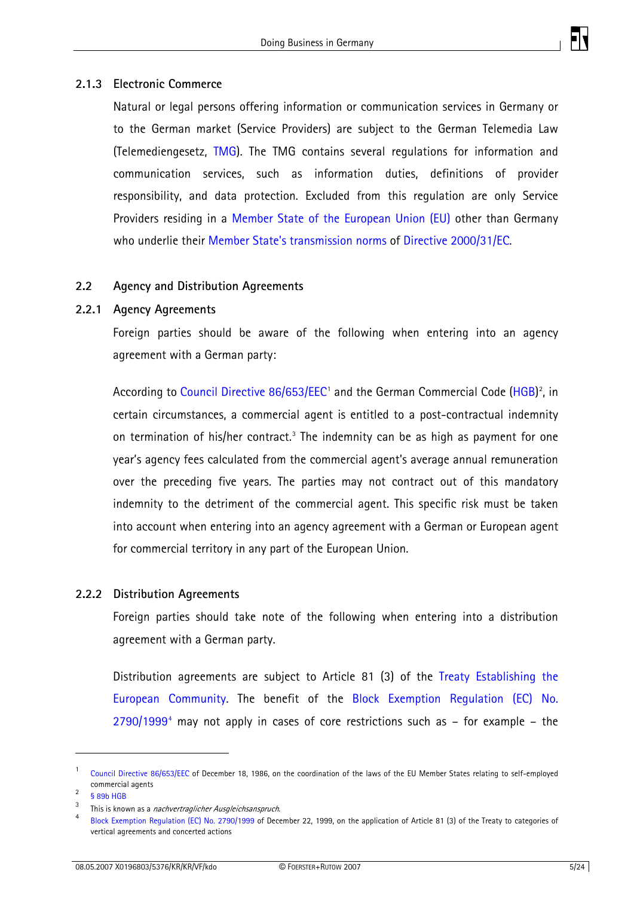### 2.1.3 Electronic Commerce

Natural or legal persons offering information or communication services in Germany or to the German market (Service Providers) are subject to the German Telemedia Law (Telemediengesetz, TMG). The TMG contains several regulations for information and communication services, such as information duties, definitions of provider responsibility, and data protection. Excluded from this regulation are only Service Providers residing in a Member State of the European Union (EU) other than Germany who underlie their Member State's transmission norms of Directive 2000/31/EC.

## 2.2 Agency and Distribution Agreements

### 2.2.1 Agency Agreements

Foreign parties should be aware of the following when entering into an agency agreement with a German party:

According to Council Directive 86/653/EEC[1] and the German Commercial Code (HGB)[2], in certain circumstances, a commercial agent is entitled to a post-contractual indemnity on termination of his/her contract.[3] The indemnity can be as high as payment for one year's agency fees calculated from the commercial agent's average annual remuneration over the preceding five years. The parties may not contract out of this mandatory indemnity to the detriment of the commercial agent. This specific risk must be taken into account when entering into an agency agreement with a German or European agent for commercial territory in any part of the European Union.

### 2.2.2 Distribution Agreements

Foreign parties should take note of the following when entering into a distribution agreement with a German party.

Distribution agreements are subject to Article 81 (3) of the Treaty Establishing the European Community. The benefit of the Block Exemption Regulation (EC) No. 2790/1999[4] may not apply in cases of core restrictions such as – for example – the

---

[1] Council Directive 86/653/EEC of December 18, 1986, on the coordination of the laws of the EU Member States relating to self-employed commercial agents

[2] § 89b HGB

[3] This is known as a *nachvertraglicher Ausgleichsanspruch*.

[4] Block Exemption Regulation (EC) No. 2790/1999 of December 22, 1999, on the application of Article 81 (3) of the Treaty to categories of vertical agreements and concerted actions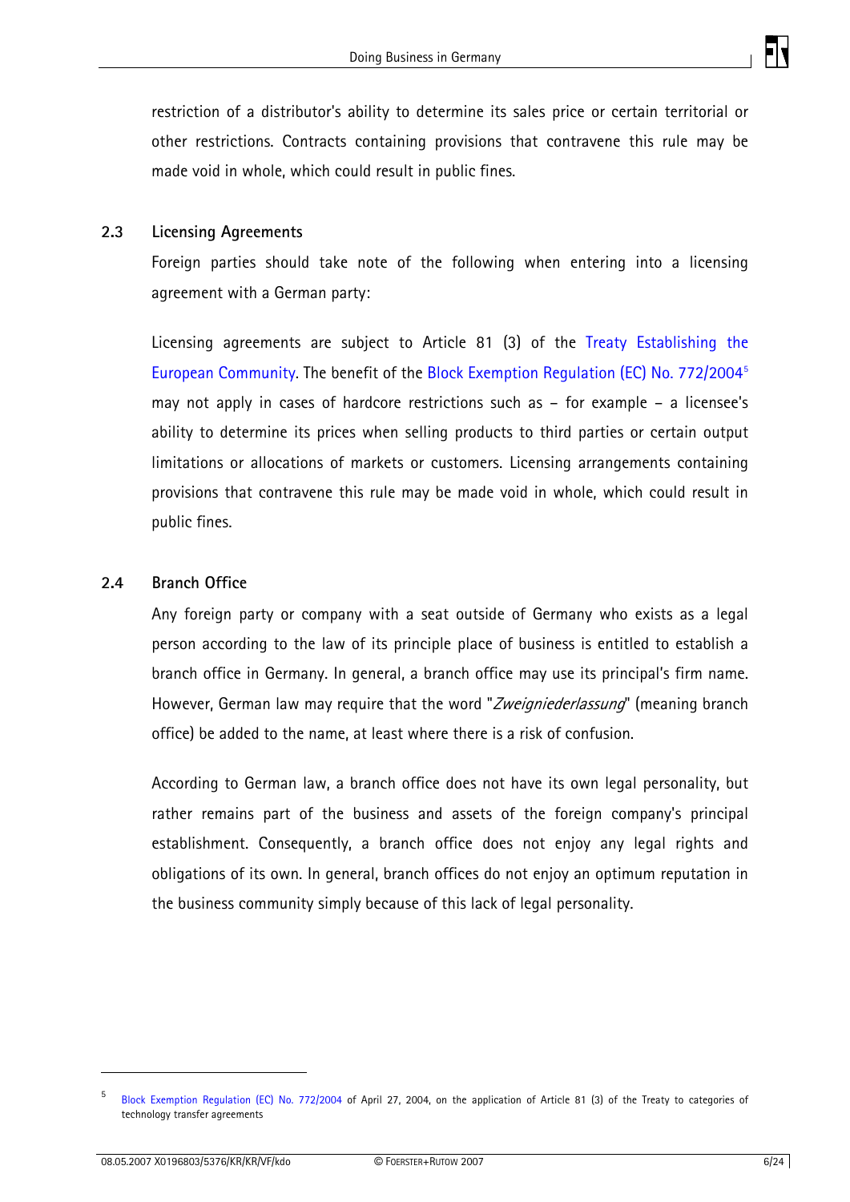restriction of a distributor's ability to determine its sales price or certain territorial or other restrictions. Contracts containing provisions that contravene this rule may be made void in whole, which could result in public fines.

### 2.3 Licensing Agreements

Foreign parties should take note of the following when entering into a licensing agreement with a German party:

Licensing agreements are subject to Article 81 (3) of the Treaty Establishing the European Community. The benefit of the Block Exemption Regulation (EC) No. 772/2004[5] may not apply in cases of hardcore restrictions such as – for example – a licensee's ability to determine its prices when selling products to third parties or certain output limitations or allocations of markets or customers. Licensing arrangements containing provisions that contravene this rule may be made void in whole, which could result in public fines.

### 2.4 Branch Office

Any foreign party or company with a seat outside of Germany who exists as a legal person according to the law of its principle place of business is entitled to establish a branch office in Germany. In general, a branch office may use its principal's firm name. However, German law may require that the word "*Zweigniederlassung*" (meaning branch office) be added to the name, at least where there is a risk of confusion.

According to German law, a branch office does not have its own legal personality, but rather remains part of the business and assets of the foreign company's principal establishment. Consequently, a branch office does not enjoy any legal rights and obligations of its own. In general, branch offices do not enjoy an optimum reputation in the business community simply because of this lack of legal personality.

---

[5] Block Exemption Regulation (EC) No. 772/2004 of April 27, 2004, on the application of Article 81 (3) of the Treaty to categories of technology transfer agreements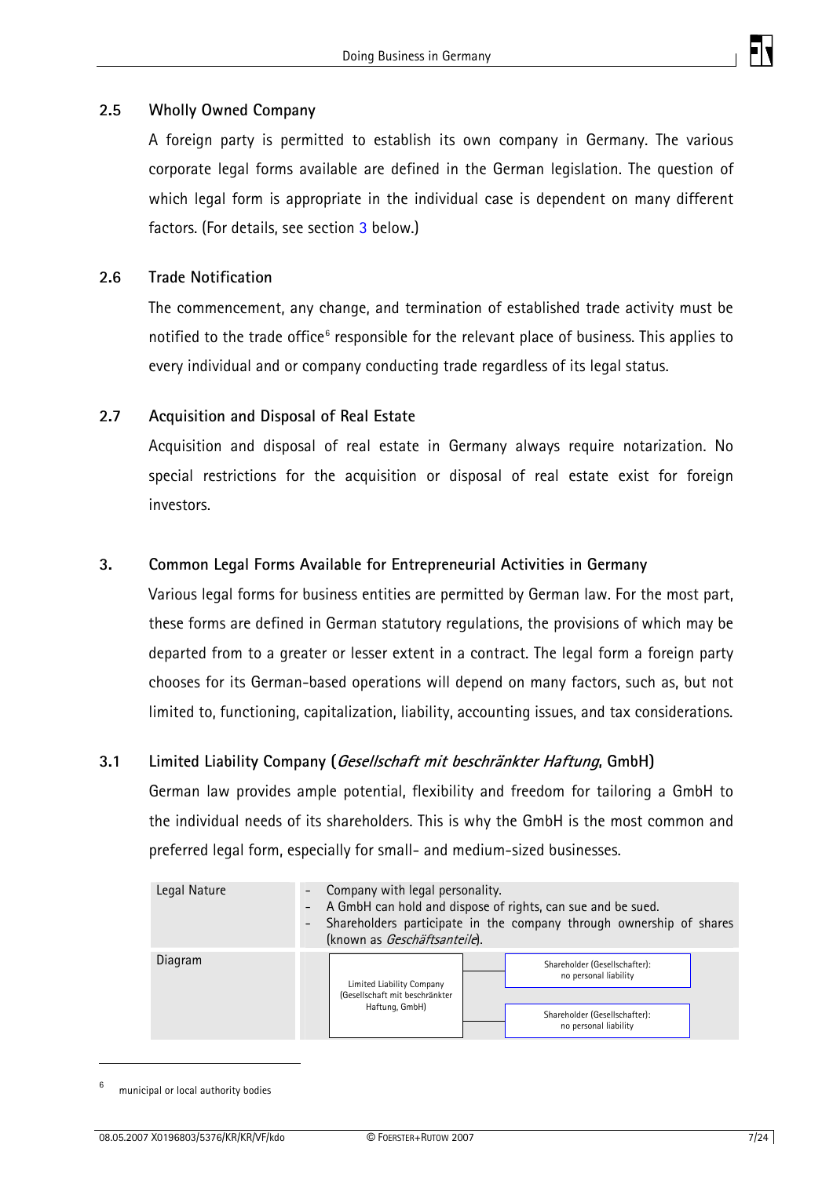## 2.5 Wholly Owned Company

A foreign party is permitted to establish its own company in Germany. The various corporate legal forms available are defined in the German legislation. The question of which legal form is appropriate in the individual case is dependent on many different factors. (For details, see section 3 below.)

## 2.6 Trade Notification

The commencement, any change, and termination of established trade activity must be notified to the trade office[6] responsible for the relevant place of business. This applies to every individual and or company conducting trade regardless of its legal status.

## 2.7 Acquisition and Disposal of Real Estate

Acquisition and disposal of real estate in Germany always require notarization. No special restrictions for the acquisition or disposal of real estate exist for foreign investors.

# 3. Common Legal Forms Available for Entrepreneurial Activities in Germany

Various legal forms for business entities are permitted by German law. For the most part, these forms are defined in German statutory regulations, the provisions of which may be departed from to a greater or lesser extent in a contract. The legal form a foreign party chooses for its German-based operations will depend on many factors, such as, but not limited to, functioning, capitalization, liability, accounting issues, and tax considerations.

## 3.1 Limited Liability Company (*Gesellschaft mit beschränkter Haftung*, GmbH)

German law provides ample potential, flexibility and freedom for tailoring a GmbH to the individual needs of its shareholders. This is why the GmbH is the most common and preferred legal form, especially for small- and medium-sized businesses.

| | |
|---|---|
| Legal Nature | - Company with legal personality.<br>- A GmbH can hold and dispose of rights, can sue and be sued.<br>- Shareholders participate in the company through ownership of shares (known as *Geschäftsanteile*). |
| Diagram | Limited Liability Company (Gesellschaft mit beschränkter Haftung, GmbH)<br>— Shareholder (Gesellschafter): no personal liability<br>— Shareholder (Gesellschafter): no personal liability |

[6] municipal or local authority bodies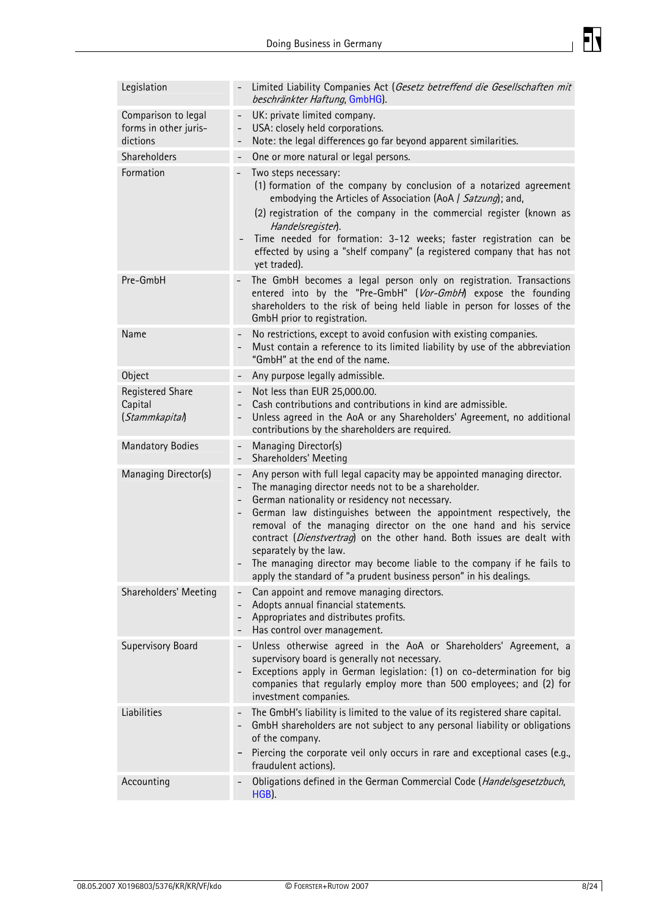| | |
|---|---|
| Legislation | - Limited Liability Companies Act (*Gesetz betreffend die Gesellschaften mit beschränkter Haftung*, GmbHG). |
| Comparison to legal forms in other jurisdictions | - UK: private limited company.<br>- USA: closely held corporations.<br>- Note: the legal differences go far beyond apparent similarities. |
| Shareholders | - One or more natural or legal persons. |
| Formation | - Two steps necessary:<br>(1) formation of the company by conclusion of a notarized agreement embodying the Articles of Association (AoA / *Satzung*); and,<br>(2) registration of the company in the commercial register (known as *Handelsregister*).<br>- Time needed for formation: 3-12 weeks; faster registration can be effected by using a "shelf company" (a registered company that has not yet traded). |
| Pre-GmbH | - The GmbH becomes a legal person only on registration. Transactions entered into by the "Pre-GmbH" (*Vor-GmbH*) expose the founding shareholders to the risk of being held liable in person for losses of the GmbH prior to registration. |
| Name | - No restrictions, except to avoid confusion with existing companies.<br>- Must contain a reference to its limited liability by use of the abbreviation "GmbH" at the end of the name. |
| Object | - Any purpose legally admissible. |
| Registered Share Capital (*Stammkapital*) | - Not less than EUR 25,000.00.<br>- Cash contributions and contributions in kind are admissible.<br>- Unless agreed in the AoA or any Shareholders' Agreement, no additional contributions by the shareholders are required. |
| Mandatory Bodies | - Managing Director(s)<br>- Shareholders' Meeting |
| Managing Director(s) | - Any person with full legal capacity may be appointed managing director.<br>- The managing director needs not to be a shareholder.<br>- German nationality or residency not necessary.<br>- German law distinguishes between the appointment respectively, the removal of the managing director on the one hand and his service contract (*Dienstvertrag*) on the other hand. Both issues are dealt with separately by the law.<br>- The managing director may become liable to the company if he fails to apply the standard of "a prudent business person" in his dealings. |
| Shareholders' Meeting | - Can appoint and remove managing directors.<br>- Adopts annual financial statements.<br>- Appropriates and distributes profits.<br>- Has control over management. |
| Supervisory Board | - Unless otherwise agreed in the AoA or Shareholders' Agreement, a supervisory board is generally not necessary.<br>- Exceptions apply in German legislation: (1) on co-determination for big companies that regularly employ more than 500 employees; and (2) for investment companies. |
| Liabilities | - The GmbH's liability is limited to the value of its registered share capital.<br>- GmbH shareholders are not subject to any personal liability or obligations of the company.<br>- Piercing the corporate veil only occurs in rare and exceptional cases (e.g., fraudulent actions). |
| Accounting | - Obligations defined in the German Commercial Code (*Handelsgesetzbuch*, HGB). |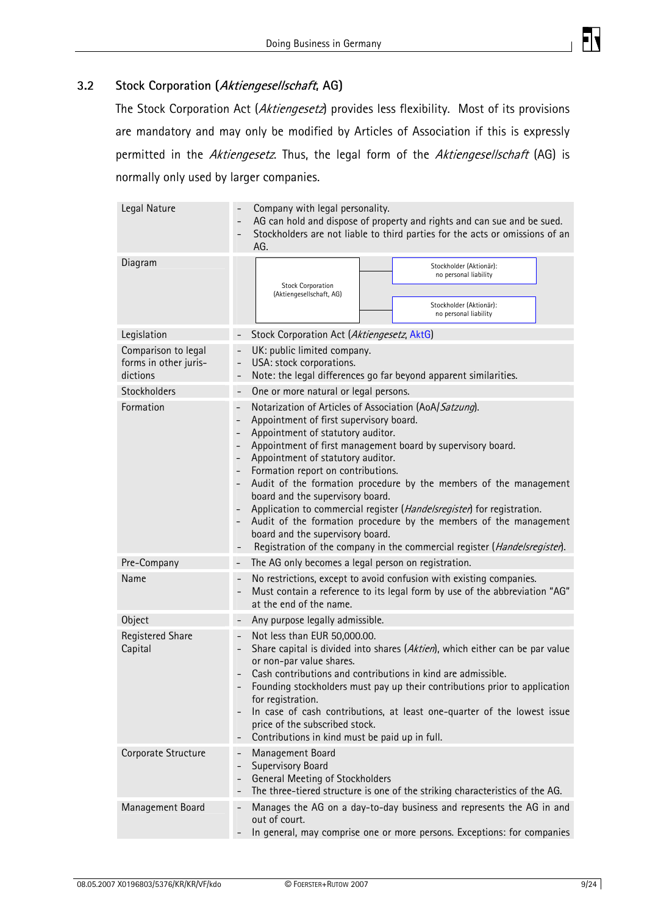### 3.2 Stock Corporation (*Aktiengesellschaft*, AG)

The Stock Corporation Act (*Aktiengesetz*) provides less flexibility. Most of its provisions are mandatory and may only be modified by Articles of Association if this is expressly permitted in the *Aktiengesetz*. Thus, the legal form of the *Aktiengesellschaft* (AG) is normally only used by larger companies.

| | |
|---|---|
| Legal Nature | - Company with legal personality.<br>- AG can hold and dispose of property and rights and can sue and be sued.<br>- Stockholders are not liable to third parties for the acts or omissions of an AG. |
| Diagram | Stock Corporation (Aktiengesellschaft, AG) — Stockholder (Aktionär): no personal liability; Stockholder (Aktionär): no personal liability |
| Legislation | - Stock Corporation Act (*Aktiengesetz*, AktG) |
| Comparison to legal forms in other jurisdictions | - UK: public limited company.<br>- USA: stock corporations.<br>- Note: the legal differences go far beyond apparent similarities. |
| Stockholders | - One or more natural or legal persons. |
| Formation | - Notarization of Articles of Association (AoA/*Satzung*).<br>- Appointment of first supervisory board.<br>- Appointment of statutory auditor.<br>- Appointment of first management board by supervisory board.<br>- Appointment of statutory auditor.<br>- Formation report on contributions.<br>- Audit of the formation procedure by the members of the management board and the supervisory board.<br>- Application to commercial register (*Handelsregister*) for registration.<br>- Audit of the formation procedure by the members of the management board and the supervisory board.<br>- Registration of the company in the commercial register (*Handelsregister*). |
| Pre-Company | - The AG only becomes a legal person on registration. |
| Name | - No restrictions, except to avoid confusion with existing companies.<br>- Must contain a reference to its legal form by use of the abbreviation "AG" at the end of the name. |
| Object | - Any purpose legally admissible. |
| Registered Share Capital | - Not less than EUR 50,000.00.<br>- Share capital is divided into shares (*Aktien*), which either can be par value or non-par value shares.<br>- Cash contributions and contributions in kind are admissible.<br>- Founding stockholders must pay up their contributions prior to application for registration.<br>- In case of cash contributions, at least one-quarter of the lowest issue price of the subscribed stock.<br>- Contributions in kind must be paid up in full. |
| Corporate Structure | - Management Board<br>- Supervisory Board<br>- General Meeting of Stockholders<br>- The three-tiered structure is one of the striking characteristics of the AG. |
| Management Board | - Manages the AG on a day-to-day business and represents the AG in and out of court.<br>- In general, may comprise one or more persons. Exceptions: for companies |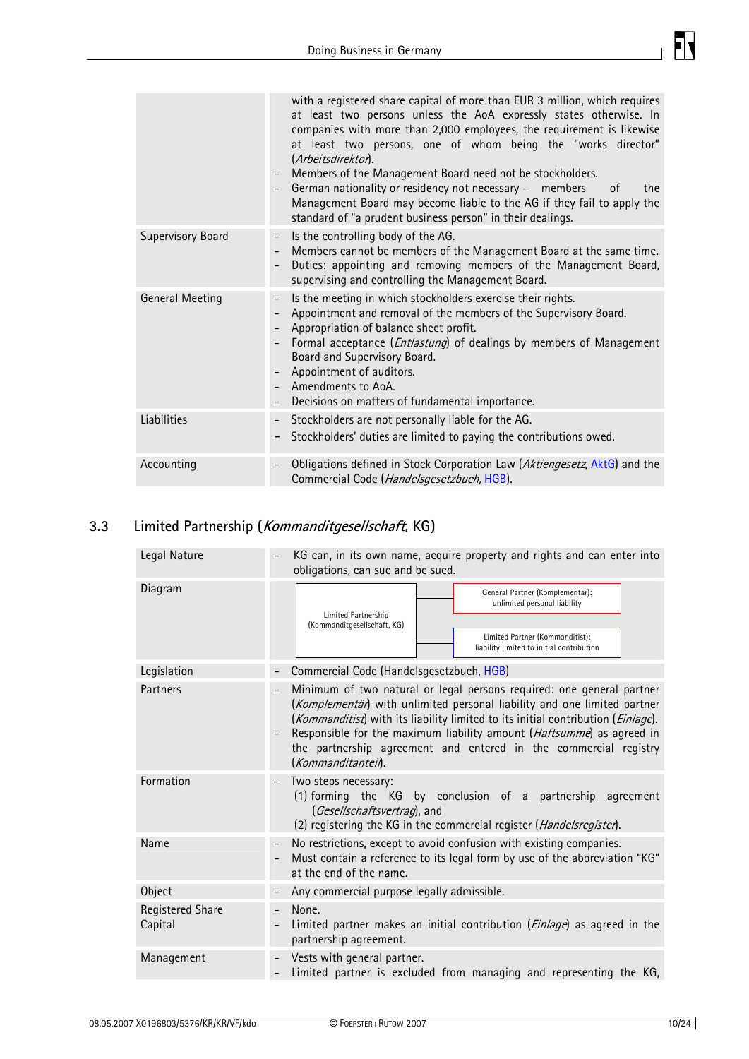| | |
|---|---|
| | with a registered share capital of more than EUR 3 million, which requires at least two persons unless the AoA expressly states otherwise. In companies with more than 2,000 employees, the requirement is likewise at least two persons, one of whom being the "works director" (*Arbeitsdirektor*).<br>- Members of the Management Board need not be stockholders.<br>- German nationality or residency not necessary - members of the Management Board may become liable to the AG if they fail to apply the standard of "a prudent business person" in their dealings. |
| Supervisory Board | - Is the controlling body of the AG.<br>- Members cannot be members of the Management Board at the same time.<br>- Duties: appointing and removing members of the Management Board, supervising and controlling the Management Board. |
| General Meeting | - Is the meeting in which stockholders exercise their rights.<br>- Appointment and removal of the members of the Supervisory Board.<br>- Appropriation of balance sheet profit.<br>- Formal acceptance (*Entlastung*) of dealings by members of Management Board and Supervisory Board.<br>- Appointment of auditors.<br>- Amendments to AoA.<br>- Decisions on matters of fundamental importance. |
| Liabilities | - Stockholders are not personally liable for the AG.<br>- Stockholders' duties are limited to paying the contributions owed. |
| Accounting | - Obligations defined in Stock Corporation Law (*Aktiengesetz*, AktG) and the Commercial Code (*Handelsgesetzbuch*, HGB). |

## 3.3 Limited Partnership (*Kommanditgesellschaft*, KG)

| | |
|---|---|
| Legal Nature | - KG can, in its own name, acquire property and rights and can enter into obligations, can sue and be sued. |
| Diagram | Limited Partnership (Kommanditgesellschaft, KG) → General Partner (Komplementär): unlimited personal liability; Limited Partner (Kommanditist): liability limited to initial contribution |
| Legislation | - Commercial Code (Handelsgesetzbuch, HGB) |
| Partners | - Minimum of two natural or legal persons required: one general partner (*Komplementär*) with unlimited personal liability and one limited partner (*Kommanditist*) with its liability limited to its initial contribution (*Einlage*).<br>- Responsible for the maximum liability amount (*Haftsumme*) as agreed in the partnership agreement and entered in the commercial registry (*Kommanditanteil*). |
| Formation | - Two steps necessary:<br>(1) forming the KG by conclusion of a partnership agreement (*Gesellschaftsvertrag*), and<br>(2) registering the KG in the commercial register (*Handelsregister*). |
| Name | - No restrictions, except to avoid confusion with existing companies.<br>- Must contain a reference to its legal form by use of the abbreviation "KG" at the end of the name. |
| Object | - Any commercial purpose legally admissible. |
| Registered Share Capital | - None.<br>- Limited partner makes an initial contribution (*Einlage*) as agreed in the partnership agreement. |
| Management | - Vests with general partner.<br>- Limited partner is excluded from managing and representing the KG, |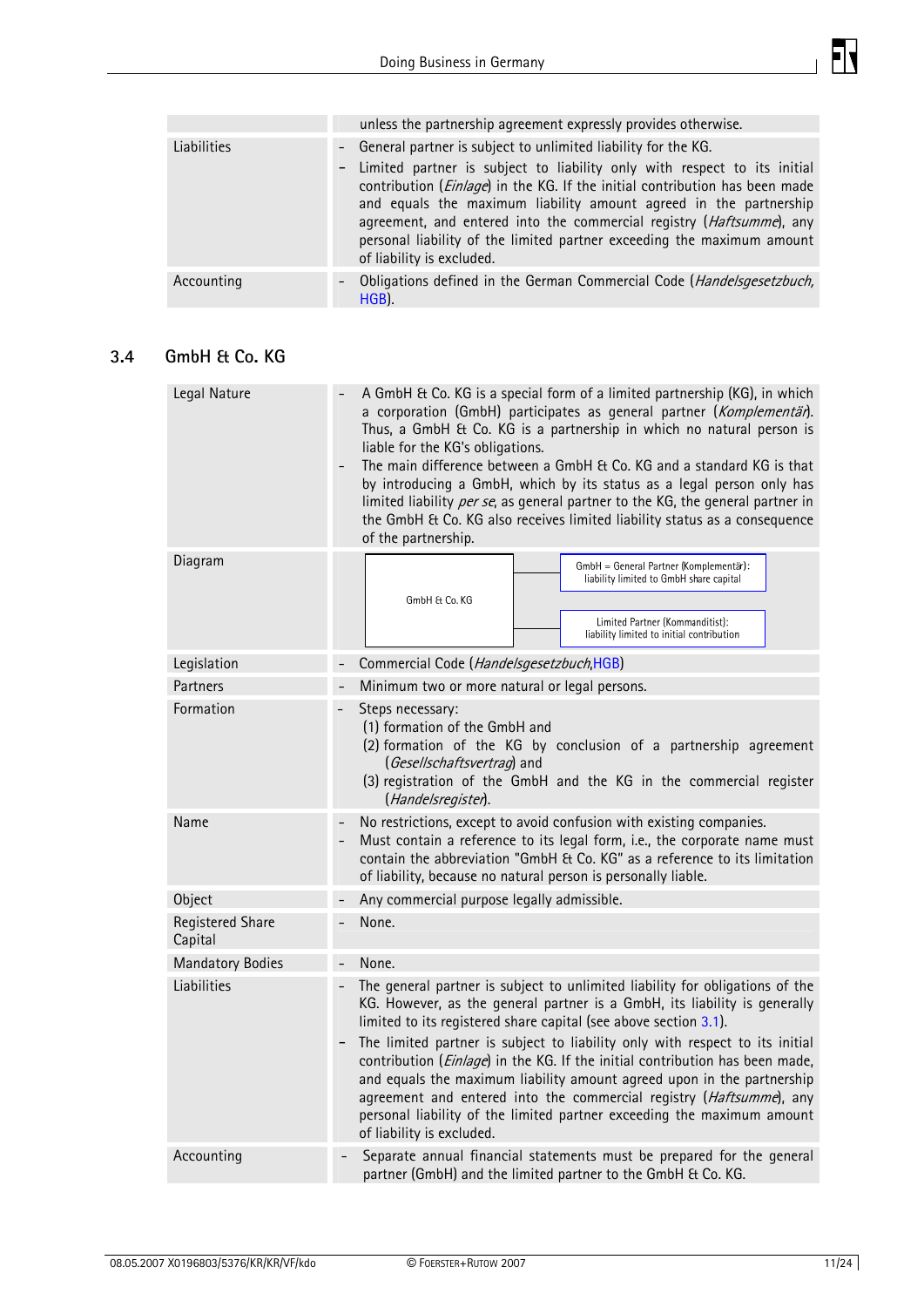| | |
|---|---|
| | unless the partnership agreement expressly provides otherwise. |
| Liabilities | - General partner is subject to unlimited liability for the KG.<br>- Limited partner is subject to liability only with respect to its initial contribution (*Einlage*) in the KG. If the initial contribution has been made and equals the maximum liability amount agreed in the partnership agreement, and entered into the commercial registry (*Haftsumme*), any personal liability of the limited partner exceeding the maximum amount of liability is excluded. |
| Accounting | - Obligations defined in the German Commercial Code (*Handelsgesetzbuch*, HGB). |

## 3.4 GmbH & Co. KG

| | |
|---|---|
| Legal Nature | - A GmbH & Co. KG is a special form of a limited partnership (KG), in which a corporation (GmbH) participates as general partner (*Komplementär*). Thus, a GmbH & Co. KG is a partnership in which no natural person is liable for the KG's obligations.<br>- The main difference between a GmbH & Co. KG and a standard KG is that by introducing a GmbH, which by its status as a legal person only has limited liability *per se*, as general partner to the KG, the general partner in the GmbH & Co. KG also receives limited liability status as a consequence of the partnership. |
| Diagram | GmbH & Co. KG<br>GmbH = General Partner (Komplementär): liability limited to GmbH share capital<br>Limited Partner (Kommanditist): liability limited to initial contribution |
| Legislation | - Commercial Code (*Handelsgesetzbuch*, HGB) |
| Partners | - Minimum two or more natural or legal persons. |
| Formation | - Steps necessary:<br>(1) formation of the GmbH and<br>(2) formation of the KG by conclusion of a partnership agreement (*Gesellschaftsvertrag*) and<br>(3) registration of the GmbH and the KG in the commercial register (*Handelsregister*). |
| Name | - No restrictions, except to avoid confusion with existing companies.<br>- Must contain a reference to its legal form, i.e., the corporate name must contain the abbreviation "GmbH & Co. KG" as a reference to its limitation of liability, because no natural person is personally liable. |
| Object | - Any commercial purpose legally admissible. |
| Registered Share Capital | - None. |
| Mandatory Bodies | - None. |
| Liabilities | - The general partner is subject to unlimited liability for obligations of the KG. However, as the general partner is a GmbH, its liability is generally limited to its registered share capital (see above section 3.1).<br>- The limited partner is subject to liability only with respect to its initial contribution (*Einlage*) in the KG. If the initial contribution has been made, and equals the maximum liability amount agreed upon in the partnership agreement and entered into the commercial registry (*Haftsumme*), any personal liability of the limited partner exceeding the maximum amount of liability is excluded. |
| Accounting | - Separate annual financial statements must be prepared for the general partner (GmbH) and the limited partner to the GmbH & Co. KG. |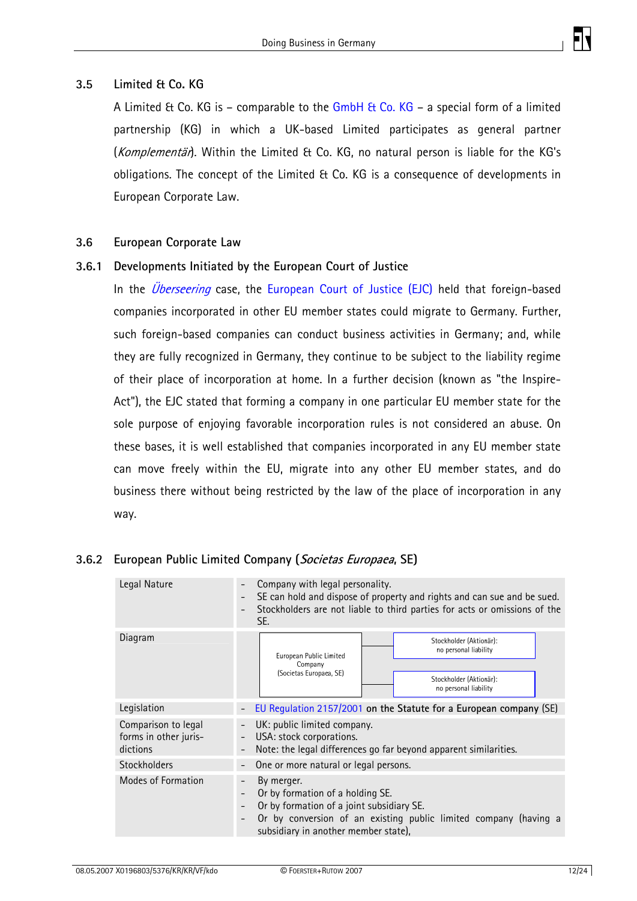### 3.5 Limited & Co. KG

A Limited & Co. KG is – comparable to the GmbH & Co. KG – a special form of a limited partnership (KG) in which a UK-based Limited participates as general partner (*Komplementär*). Within the Limited & Co. KG, no natural person is liable for the KG's obligations. The concept of the Limited & Co. KG is a consequence of developments in European Corporate Law.

### 3.6 European Corporate Law

#### 3.6.1 Developments Initiated by the European Court of Justice

In the *Überseering* case, the European Court of Justice (EJC) held that foreign-based companies incorporated in other EU member states could migrate to Germany. Further, such foreign-based companies can conduct business activities in Germany; and, while they are fully recognized in Germany, they continue to be subject to the liability regime of their place of incorporation at home. In a further decision (known as "the Inspire-Act"), the EJC stated that forming a company in one particular EU member state for the sole purpose of enjoying favorable incorporation rules is not considered an abuse. On these bases, it is well established that companies incorporated in any EU member state can move freely within the EU, migrate into any other EU member states, and do business there without being restricted by the law of the place of incorporation in any way.

#### 3.6.2 European Public Limited Company (*Societas Europaea*, SE)

| | |
|---|---|
| Legal Nature | - Company with legal personality.<br>- SE can hold and dispose of property and rights and can sue and be sued.<br>- Stockholders are not liable to third parties for acts or omissions of the SE. |
| Diagram | European Public Limited Company (Societas Europaea, SE) — Stockholder (Aktionär): no personal liability; Stockholder (Aktionär): no personal liability |
| Legislation | - EU Regulation 2157/2001 on the Statute for a European company (SE) |
| Comparison to legal forms in other jurisdictions | - UK: public limited company.<br>- USA: stock corporations.<br>- Note: the legal differences go far beyond apparent similarities. |
| Stockholders | - One or more natural or legal persons. |
| Modes of Formation | - By merger.<br>- Or by formation of a holding SE.<br>- Or by formation of a joint subsidiary SE.<br>- Or by conversion of an existing public limited company (having a subsidiary in another member state), |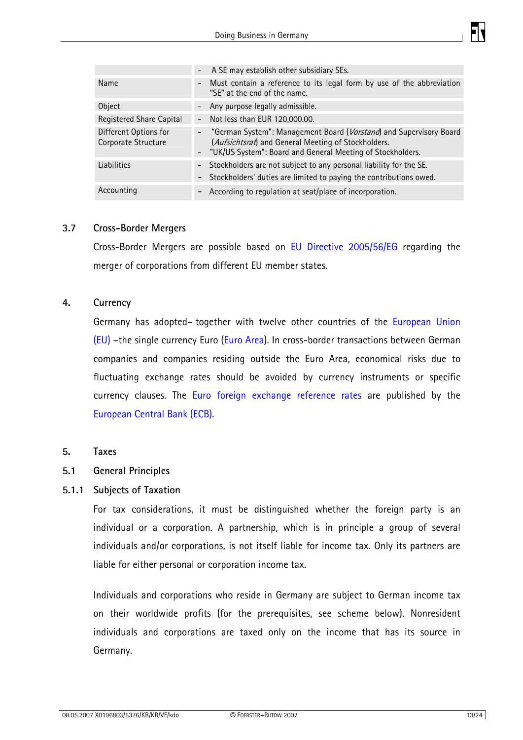|  |  |
|---|---|
|  | - A SE may establish other subsidiary SEs. |
| Name | - Must contain a reference to its legal form by use of the abbreviation "SE" at the end of the name. |
| Object | - Any purpose legally admissible. |
| Registered Share Capital | - Not less than EUR 120,000.00. |
| Different Options for Corporate Structure | - "German System": Management Board (*Vorstand*) and Supervisory Board (*Aufsichtsrat*) and General Meeting of Stockholders.<br>- "UK/US System": Board and General Meeting of Stockholders. |
| Liabilities | - Stockholders are not subject to any personal liability for the SE.<br>- Stockholders' duties are limited to paying the contributions owed. |
| Accounting | - According to regulation at seat/place of incorporation. |

### 3.7 Cross-Border Mergers

Cross-Border Mergers are possible based on EU Directive 2005/56/EG regarding the merger of corporations from different EU member states.

## 4. Currency

Germany has adopted– together with twelve other countries of the European Union (EU) –the single currency Euro (Euro Area). In cross-border transactions between German companies and companies residing outside the Euro Area, economical risks due to fluctuating exchange rates should be avoided by currency instruments or specific currency clauses. The Euro foreign exchange reference rates are published by the European Central Bank (ECB).

## 5. Taxes

### 5.1 General Principles

#### 5.1.1 Subjects of Taxation

For tax considerations, it must be distinguished whether the foreign party is an individual or a corporation. A partnership, which is in principle a group of several individuals and/or corporations, is not itself liable for income tax. Only its partners are liable for either personal or corporation income tax.

Individuals and corporations who reside in Germany are subject to German income tax on their worldwide profits (for the prerequisites, see scheme below). Nonresident individuals and corporations are taxed only on the income that has its source in Germany.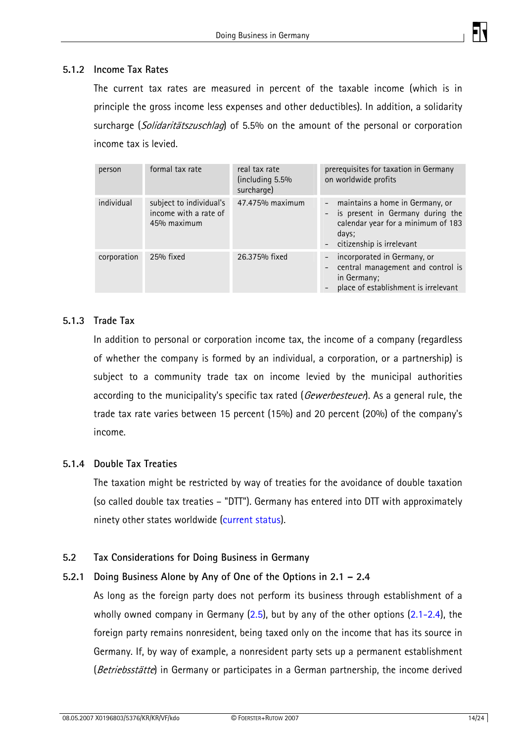### 5.1.2 Income Tax Rates

The current tax rates are measured in percent of the taxable income (which is in principle the gross income less expenses and other deductibles). In addition, a solidarity surcharge (*Solidaritätszuschlag*) of 5.5% on the amount of the personal or corporation income tax is levied.

| person | formal tax rate | real tax rate (including 5.5% surcharge) | prerequisites for taxation in Germany on worldwide profits |
|---|---|---|---|
| individual | subject to individual's income with a rate of 45% maximum | 47.475% maximum | - maintains a home in Germany, or<br>- is present in Germany during the calendar year for a minimum of 183 days;<br>- citizenship is irrelevant |
| corporation | 25% fixed | 26.375% fixed | - incorporated in Germany, or<br>- central management and control is in Germany;<br>- place of establishment is irrelevant |

### 5.1.3 Trade Tax

In addition to personal or corporation income tax, the income of a company (regardless of whether the company is formed by an individual, a corporation, or a partnership) is subject to a community trade tax on income levied by the municipal authorities according to the municipality's specific tax rated (*Gewerbesteuer*). As a general rule, the trade tax rate varies between 15 percent (15%) and 20 percent (20%) of the company's income.

### 5.1.4 Double Tax Treaties

The taxation might be restricted by way of treaties for the avoidance of double taxation (so called double tax treaties – "DTT"). Germany has entered into DTT with approximately ninety other states worldwide (current status).

## 5.2 Tax Considerations for Doing Business in Germany

### 5.2.1 Doing Business Alone by Any of One of the Options in 2.1 – 2.4

As long as the foreign party does not perform its business through establishment of a wholly owned company in Germany (2.5), but by any of the other options (2.1-2.4), the foreign party remains nonresident, being taxed only on the income that has its source in Germany. If, by way of example, a nonresident party sets up a permanent establishment (*Betriebsstätte*) in Germany or participates in a German partnership, the income derived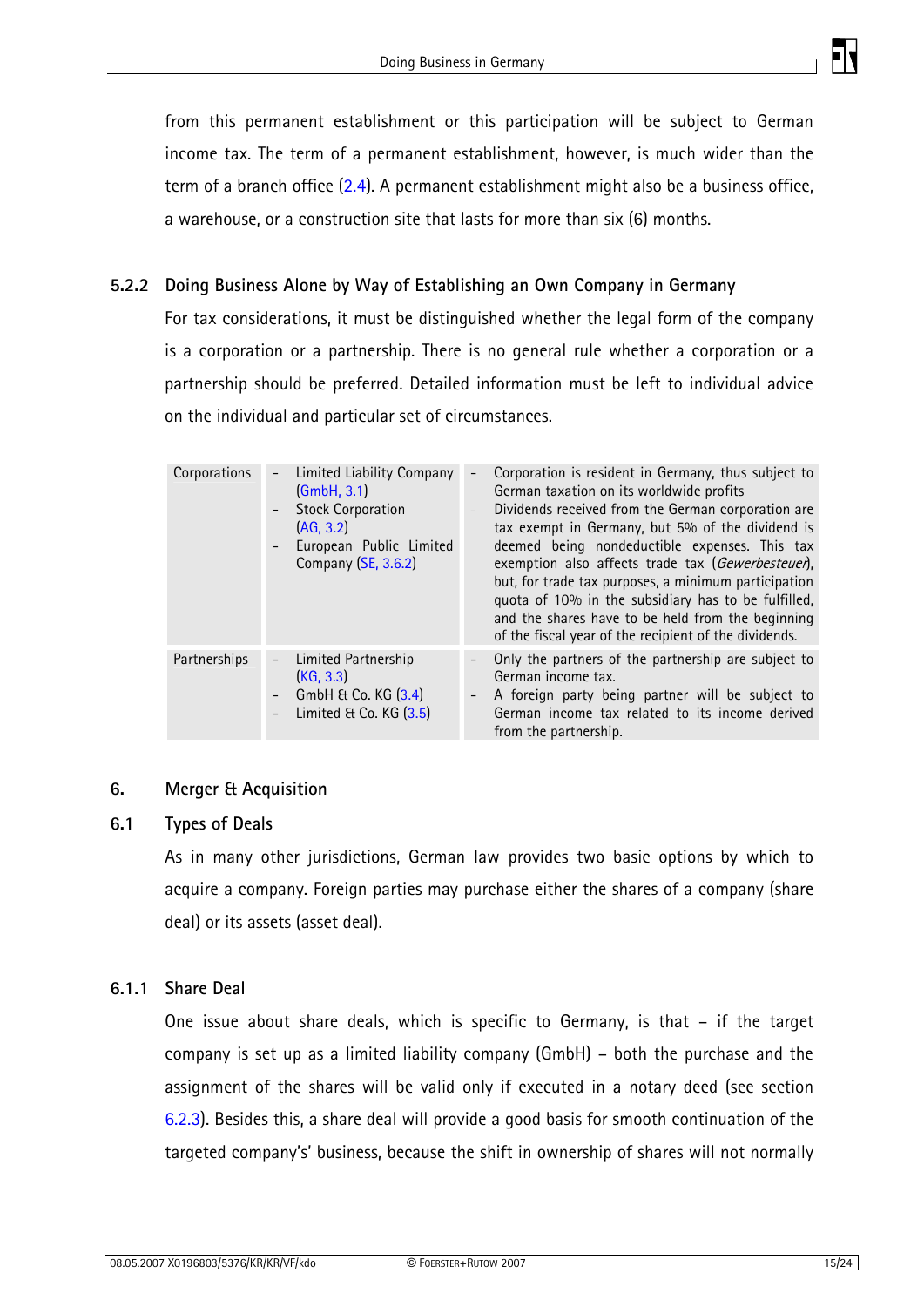from this permanent establishment or this participation will be subject to German income tax. The term of a permanent establishment, however, is much wider than the term of a branch office (2.4). A permanent establishment might also be a business office, a warehouse, or a construction site that lasts for more than six (6) months.

### 5.2.2 Doing Business Alone by Way of Establishing an Own Company in Germany

For tax considerations, it must be distinguished whether the legal form of the company is a corporation or a partnership. There is no general rule whether a corporation or a partnership should be preferred. Detailed information must be left to individual advice on the individual and particular set of circumstances.

| | | |
|---|---|---|
| Corporations | - Limited Liability Company (GmbH, 3.1)<br>- Stock Corporation (AG, 3.2)<br>- European Public Limited Company (SE, 3.6.2) | - Corporation is resident in Germany, thus subject to German taxation on its worldwide profits<br>- Dividends received from the German corporation are tax exempt in Germany, but 5% of the dividend is deemed being nondeductible expenses. This tax exemption also affects trade tax (*Gewerbesteuer*), but, for trade tax purposes, a minimum participation quota of 10% in the subsidiary has to be fulfilled, and the shares have to be held from the beginning of the fiscal year of the recipient of the dividends. |
| Partnerships | - Limited Partnership (KG, 3.3)<br>- GmbH & Co. KG (3.4)<br>- Limited & Co. KG (3.5) | - Only the partners of the partnership are subject to German income tax.<br>- A foreign party being partner will be subject to German income tax related to its income derived from the partnership. |

## 6. Merger & Acquisition

### 6.1 Types of Deals

As in many other jurisdictions, German law provides two basic options by which to acquire a company. Foreign parties may purchase either the shares of a company (share deal) or its assets (asset deal).

### 6.1.1 Share Deal

One issue about share deals, which is specific to Germany, is that – if the target company is set up as a limited liability company (GmbH) – both the purchase and the assignment of the shares will be valid only if executed in a notary deed (see section 6.2.3). Besides this, a share deal will provide a good basis for smooth continuation of the targeted company's' business, because the shift in ownership of shares will not normally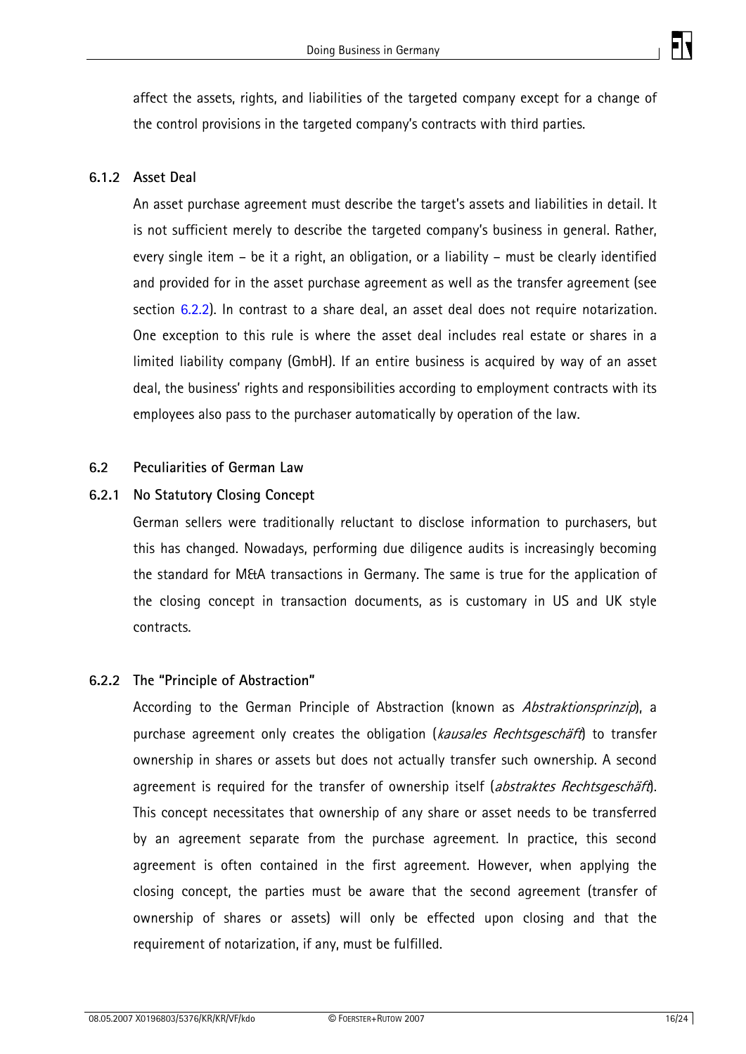affect the assets, rights, and liabilities of the targeted company except for a change of the control provisions in the targeted company's contracts with third parties.

### 6.1.2 Asset Deal

An asset purchase agreement must describe the target's assets and liabilities in detail. It is not sufficient merely to describe the targeted company's business in general. Rather, every single item – be it a right, an obligation, or a liability – must be clearly identified and provided for in the asset purchase agreement as well as the transfer agreement (see section 6.2.2). In contrast to a share deal, an asset deal does not require notarization. One exception to this rule is where the asset deal includes real estate or shares in a limited liability company (GmbH). If an entire business is acquired by way of an asset deal, the business' rights and responsibilities according to employment contracts with its employees also pass to the purchaser automatically by operation of the law.

## 6.2 Peculiarities of German Law

### 6.2.1 No Statutory Closing Concept

German sellers were traditionally reluctant to disclose information to purchasers, but this has changed. Nowadays, performing due diligence audits is increasingly becoming the standard for M&A transactions in Germany. The same is true for the application of the closing concept in transaction documents, as is customary in US and UK style contracts.

### 6.2.2 The "Principle of Abstraction"

According to the German Principle of Abstraction (known as *Abstraktionsprinzip*), a purchase agreement only creates the obligation (*kausales Rechtsgeschäft*) to transfer ownership in shares or assets but does not actually transfer such ownership. A second agreement is required for the transfer of ownership itself (*abstraktes Rechtsgeschäft*). This concept necessitates that ownership of any share or asset needs to be transferred by an agreement separate from the purchase agreement. In practice, this second agreement is often contained in the first agreement. However, when applying the closing concept, the parties must be aware that the second agreement (transfer of ownership of shares or assets) will only be effected upon closing and that the requirement of notarization, if any, must be fulfilled.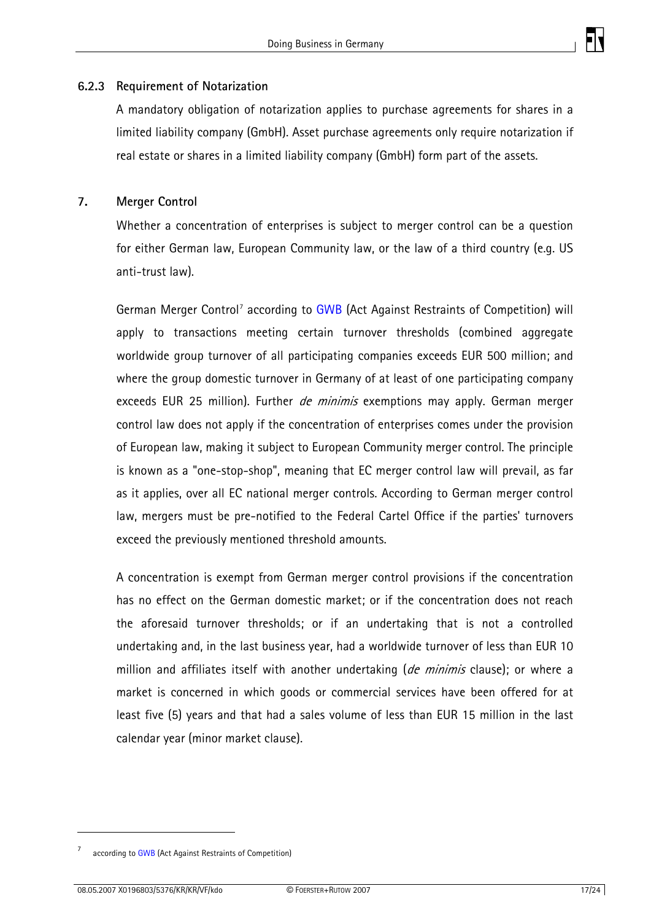### 6.2.3 Requirement of Notarization

A mandatory obligation of notarization applies to purchase agreements for shares in a limited liability company (GmbH). Asset purchase agreements only require notarization if real estate or shares in a limited liability company (GmbH) form part of the assets.

## 7. Merger Control

Whether a concentration of enterprises is subject to merger control can be a question for either German law, European Community law, or the law of a third country (e.g. US anti-trust law).

German Merger Control[7] according to GWB (Act Against Restraints of Competition) will apply to transactions meeting certain turnover thresholds (combined aggregate worldwide group turnover of all participating companies exceeds EUR 500 million; and where the group domestic turnover in Germany of at least of one participating company exceeds EUR 25 million). Further *de minimis* exemptions may apply. German merger control law does not apply if the concentration of enterprises comes under the provision of European law, making it subject to European Community merger control. The principle is known as a "one-stop-shop", meaning that EC merger control law will prevail, as far as it applies, over all EC national merger controls. According to German merger control law, mergers must be pre-notified to the Federal Cartel Office if the parties' turnovers exceed the previously mentioned threshold amounts.

A concentration is exempt from German merger control provisions if the concentration has no effect on the German domestic market; or if the concentration does not reach the aforesaid turnover thresholds; or if an undertaking that is not a controlled undertaking and, in the last business year, had a worldwide turnover of less than EUR 10 million and affiliates itself with another undertaking (*de minimis* clause); or where a market is concerned in which goods or commercial services have been offered for at least five (5) years and that had a sales volume of less than EUR 15 million in the last calendar year (minor market clause).

[7] according to GWB (Act Against Restraints of Competition)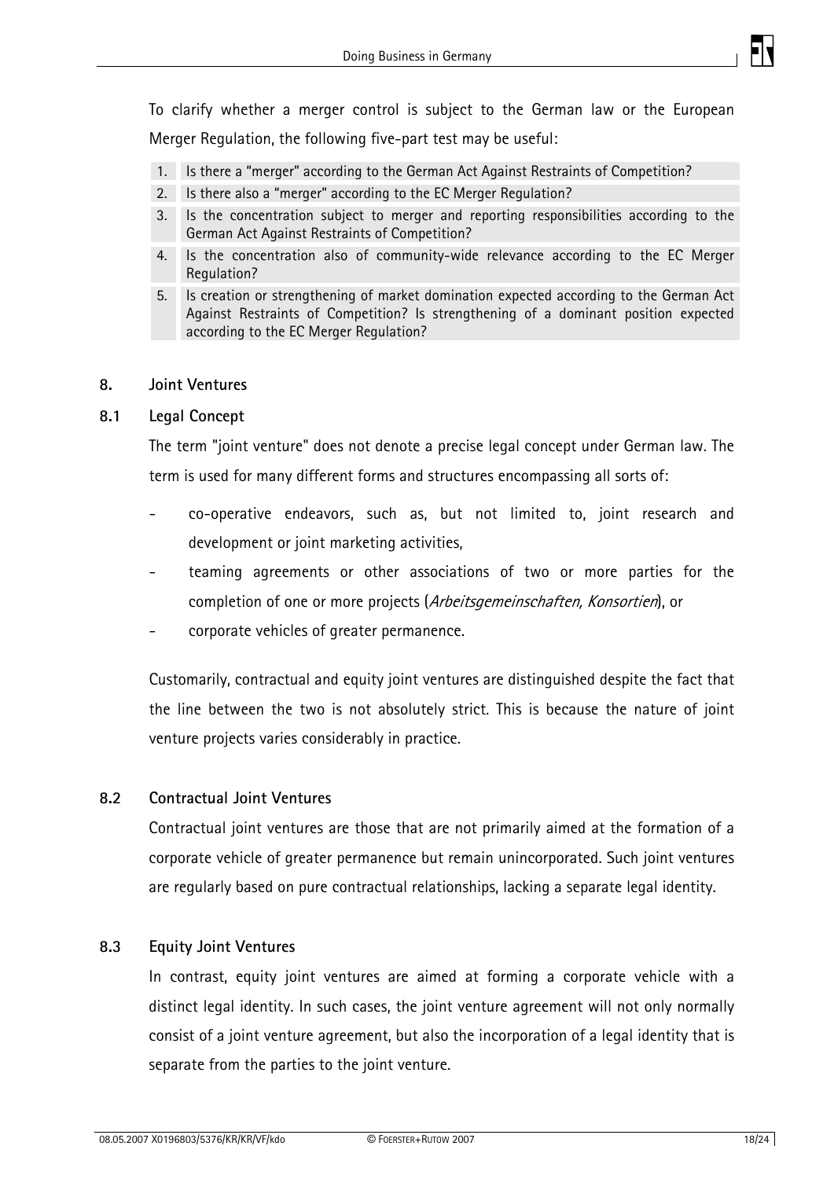To clarify whether a merger control is subject to the German law or the European Merger Regulation, the following five-part test may be useful:

1. Is there a “merger” according to the German Act Against Restraints of Competition?
2. Is there also a “merger” according to the EC Merger Regulation?
3. Is the concentration subject to merger and reporting responsibilities according to the German Act Against Restraints of Competition?
4. Is the concentration also of community-wide relevance according to the EC Merger Regulation?
5. Is creation or strengthening of market domination expected according to the German Act Against Restraints of Competition? Is strengthening of a dominant position expected according to the EC Merger Regulation?

## 8. Joint Ventures

### 8.1 Legal Concept

The term "joint venture" does not denote a precise legal concept under German law. The term is used for many different forms and structures encompassing all sorts of:

- co-operative endeavors, such as, but not limited to, joint research and development or joint marketing activities,
- teaming agreements or other associations of two or more parties for the completion of one or more projects (*Arbeitsgemeinschaften, Konsortien*), or
- corporate vehicles of greater permanence.

Customarily, contractual and equity joint ventures are distinguished despite the fact that the line between the two is not absolutely strict. This is because the nature of joint venture projects varies considerably in practice.

### 8.2 Contractual Joint Ventures

Contractual joint ventures are those that are not primarily aimed at the formation of a corporate vehicle of greater permanence but remain unincorporated. Such joint ventures are regularly based on pure contractual relationships, lacking a separate legal identity.

### 8.3 Equity Joint Ventures

In contrast, equity joint ventures are aimed at forming a corporate vehicle with a distinct legal identity. In such cases, the joint venture agreement will not only normally consist of a joint venture agreement, but also the incorporation of a legal identity that is separate from the parties to the joint venture.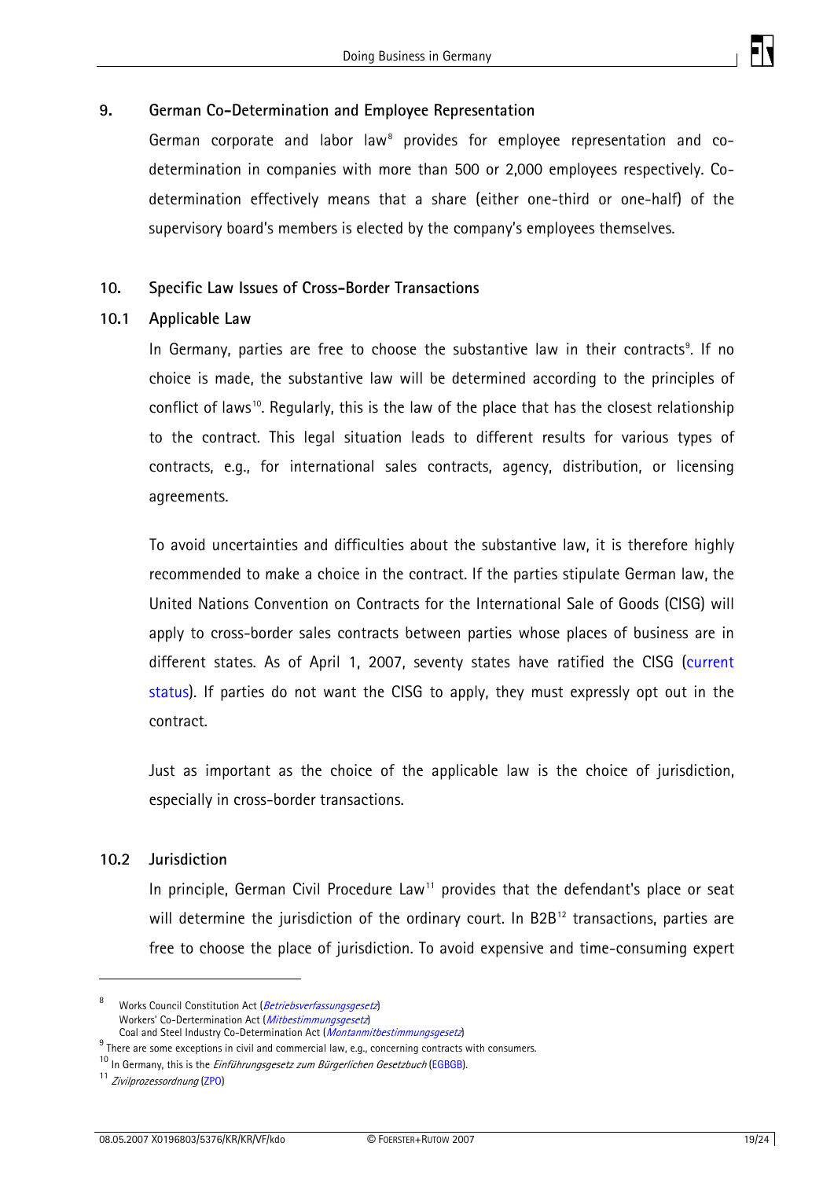## 9. German Co-Determination and Employee Representation

German corporate and labor law[8] provides for employee representation and co-determination in companies with more than 500 or 2,000 employees respectively. Co-determination effectively means that a share (either one-third or one-half) of the supervisory board's members is elected by the company's employees themselves.

## 10. Specific Law Issues of Cross-Border Transactions

### 10.1 Applicable Law

In Germany, parties are free to choose the substantive law in their contracts[9]. If no choice is made, the substantive law will be determined according to the principles of conflict of laws[10]. Regularly, this is the law of the place that has the closest relationship to the contract. This legal situation leads to different results for various types of contracts, e.g., for international sales contracts, agency, distribution, or licensing agreements.

To avoid uncertainties and difficulties about the substantive law, it is therefore highly recommended to make a choice in the contract. If the parties stipulate German law, the United Nations Convention on Contracts for the International Sale of Goods (CISG) will apply to cross-border sales contracts between parties whose places of business are in different states. As of April 1, 2007, seventy states have ratified the CISG (current status). If parties do not want the CISG to apply, they must expressly opt out in the contract.

Just as important as the choice of the applicable law is the choice of jurisdiction, especially in cross-border transactions.

### 10.2 Jurisdiction

In principle, German Civil Procedure Law[11] provides that the defendant's place or seat will determine the jurisdiction of the ordinary court. In B2B[12] transactions, parties are free to choose the place of jurisdiction. To avoid expensive and time-consuming expert

---

[8] Works Council Constitution Act (*Betriebsverfassungsgesetz*)
Workers' Co-Dertermination Act (*Mitbestimmungsgesetz*)
Coal and Steel Industry Co-Determination Act (*Montanmitbestimmungsgesetz*)

[9] There are some exceptions in civil and commercial law, e.g., concerning contracts with consumers.

[10] In Germany, this is the *Einführungsgesetz zum Bürgerlichen Gesetzbuch* (EGBGB).

[11] *Zivilprozessordnung* (ZPO)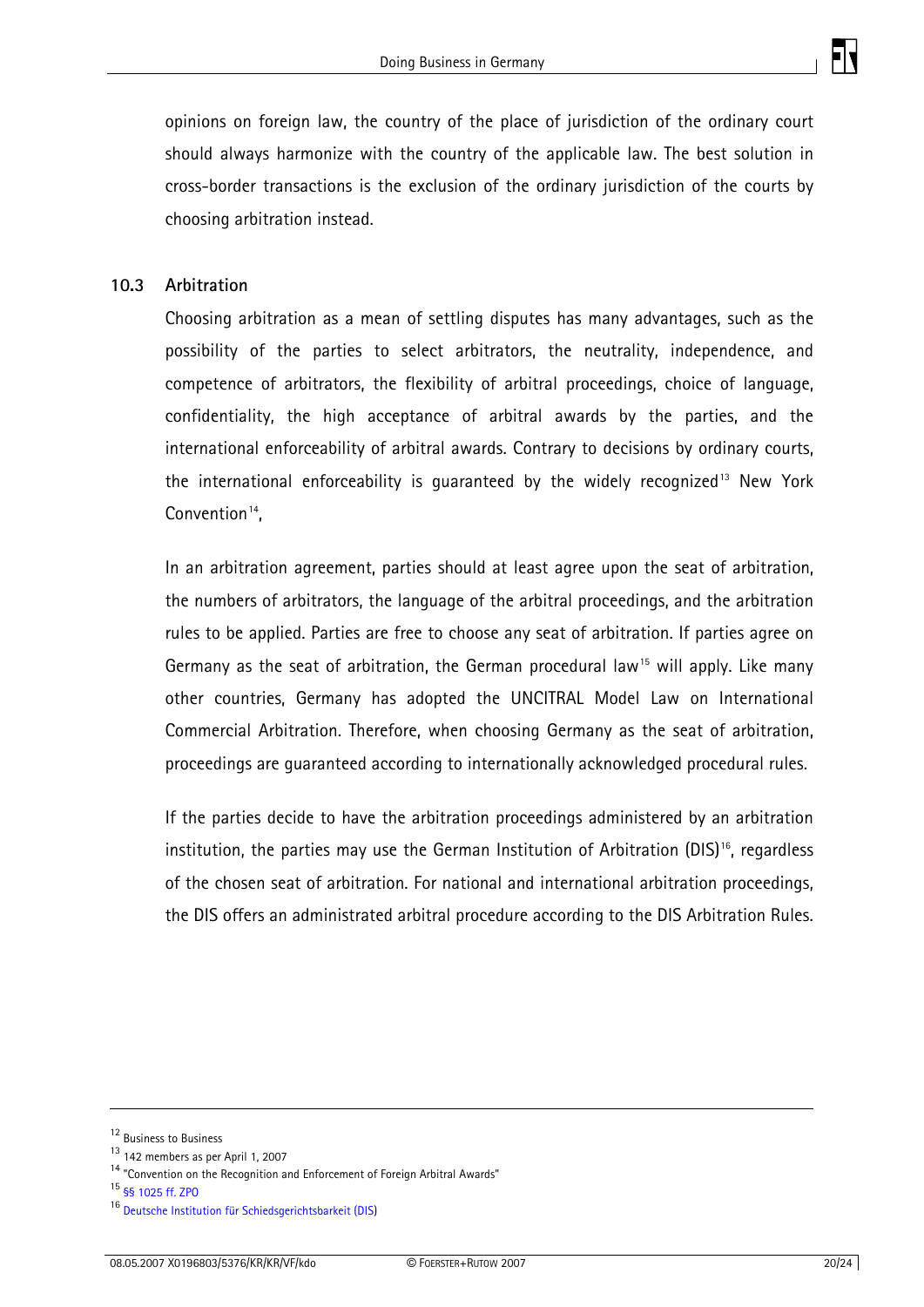opinions on foreign law, the country of the place of jurisdiction of the ordinary court should always harmonize with the country of the applicable law. The best solution in cross-border transactions is the exclusion of the ordinary jurisdiction of the courts by choosing arbitration instead.

### 10.3 Arbitration

Choosing arbitration as a mean of settling disputes has many advantages, such as the possibility of the parties to select arbitrators, the neutrality, independence, and competence of arbitrators, the flexibility of arbitral proceedings, choice of language, confidentiality, the high acceptance of arbitral awards by the parties, and the international enforceability of arbitral awards. Contrary to decisions by ordinary courts, the international enforceability is guaranteed by the widely recognized[13] New York Convention[14],

In an arbitration agreement, parties should at least agree upon the seat of arbitration, the numbers of arbitrators, the language of the arbitral proceedings, and the arbitration rules to be applied. Parties are free to choose any seat of arbitration. If parties agree on Germany as the seat of arbitration, the German procedural law[15] will apply. Like many other countries, Germany has adopted the UNCITRAL Model Law on International Commercial Arbitration. Therefore, when choosing Germany as the seat of arbitration, proceedings are guaranteed according to internationally acknowledged procedural rules.

If the parties decide to have the arbitration proceedings administered by an arbitration institution, the parties may use the German Institution of Arbitration (DIS)[16], regardless of the chosen seat of arbitration. For national and international arbitration proceedings, the DIS offers an administrated arbitral procedure according to the DIS Arbitration Rules.

---

[12] Business to Business

[13] 142 members as per April 1, 2007

[14] "Convention on the Recognition and Enforcement of Foreign Arbitral Awards"

[15] §§ 1025 ff. ZPO

[16] Deutsche Institution für Schiedsgerichtsbarkeit (DIS)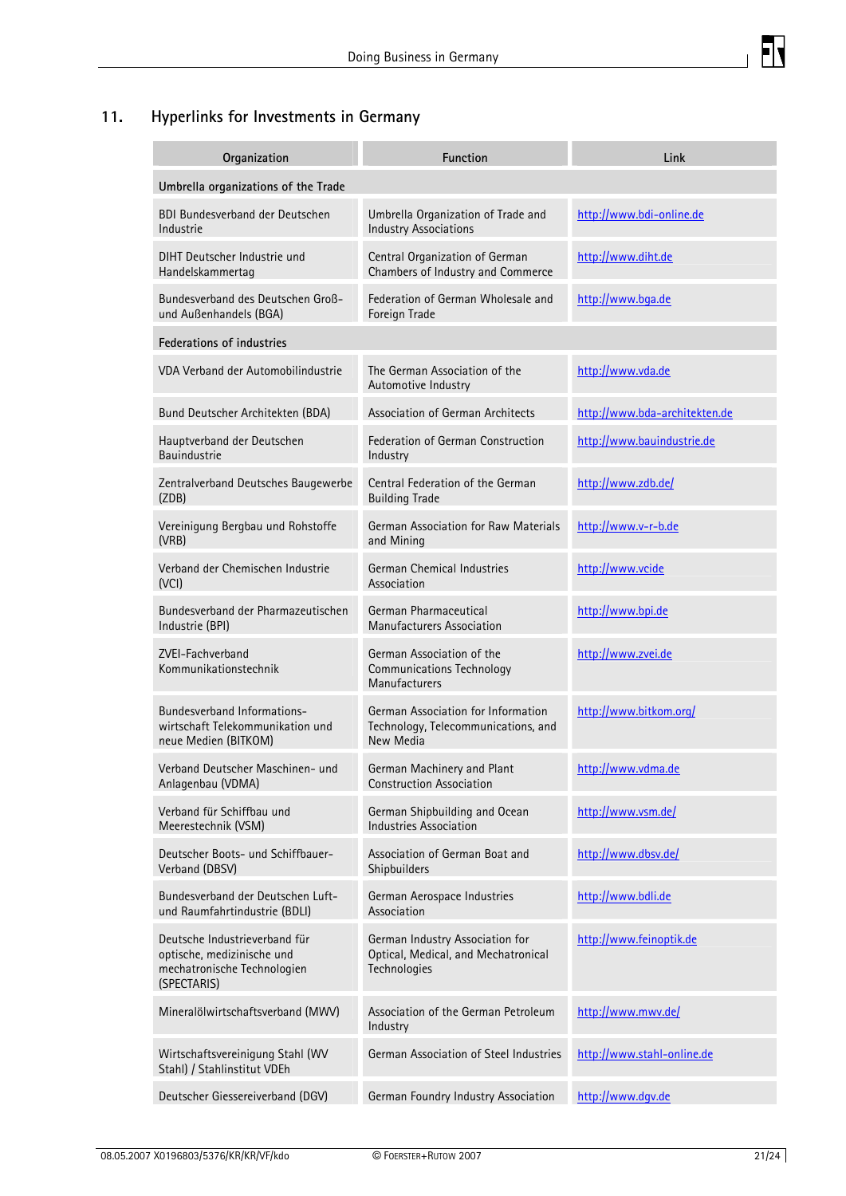## 11. Hyperlinks for Investments in Germany

| Organization | Function | Link |
|---|---|---|
| **Umbrella organizations of the Trade** | | |
| BDI Bundesverband der Deutschen Industrie | Umbrella Organization of Trade and Industry Associations | http://www.bdi-online.de |
| DIHT Deutscher Industrie und Handelskammertag | Central Organization of German Chambers of Industry and Commerce | http://www.diht.de |
| Bundesverband des Deutschen Groß- und Außenhandels (BGA) | Federation of German Wholesale and Foreign Trade | http://www.bga.de |
| **Federations of industries** | | |
| VDA Verband der Automobilindustrie | The German Association of the Automotive Industry | http://www.vda.de |
| Bund Deutscher Architekten (BDA) | Association of German Architects | http://www.bda-architekten.de |
| Hauptverband der Deutschen Bauindustrie | Federation of German Construction Industry | http://www.bauindustrie.de |
| Zentralverband Deutsches Baugewerbe (ZDB) | Central Federation of the German Building Trade | http://www.zdb.de/ |
| Vereinigung Bergbau und Rohstoffe (VRB) | German Association for Raw Materials and Mining | http://www.v-r-b.de |
| Verband der Chemischen Industrie (VCI) | German Chemical Industries Association | http://www.vcide |
| Bundesverband der Pharmazeutischen Industrie (BPI) | German Pharmaceutical Manufacturers Association | http://www.bpi.de |
| ZVEI-Fachverband Kommunikationstechnik | German Association of the Communications Technology Manufacturers | http://www.zvei.de |
| Bundesverband Informations-wirtschaft Telekommunikation und neue Medien (BITKOM) | German Association for Information Technology, Telecommunications, and New Media | http://www.bitkom.org/ |
| Verband Deutscher Maschinen- und Anlagenbau (VDMA) | German Machinery and Plant Construction Association | http://www.vdma.de |
| Verband für Schiffbau und Meerestechnik (VSM) | German Shipbuilding and Ocean Industries Association | http://www.vsm.de/ |
| Deutscher Boots- und Schiffbauer-Verband (DBSV) | Association of German Boat and Shipbuilders | http://www.dbsv.de/ |
| Bundesverband der Deutschen Luft- und Raumfahrtindustrie (BDLI) | German Aerospace Industries Association | http://www.bdli.de |
| Deutsche Industrieverband für optische, medizinische und mechatronische Technologien (SPECTARIS) | German Industry Association for Optical, Medical, and Mechatronical Technologies | http://www.feinoptik.de |
| Mineralölwirtschaftsverband (MWV) | Association of the German Petroleum Industry | http://www.mwv.de/ |
| Wirtschaftsvereinigung Stahl (WV Stahl) / Stahlinstitut VDEh | German Association of Steel Industries | http://www.stahl-online.de |
| Deutscher Giessereiverband (DGV) | German Foundry Industry Association | http://www.dgv.de |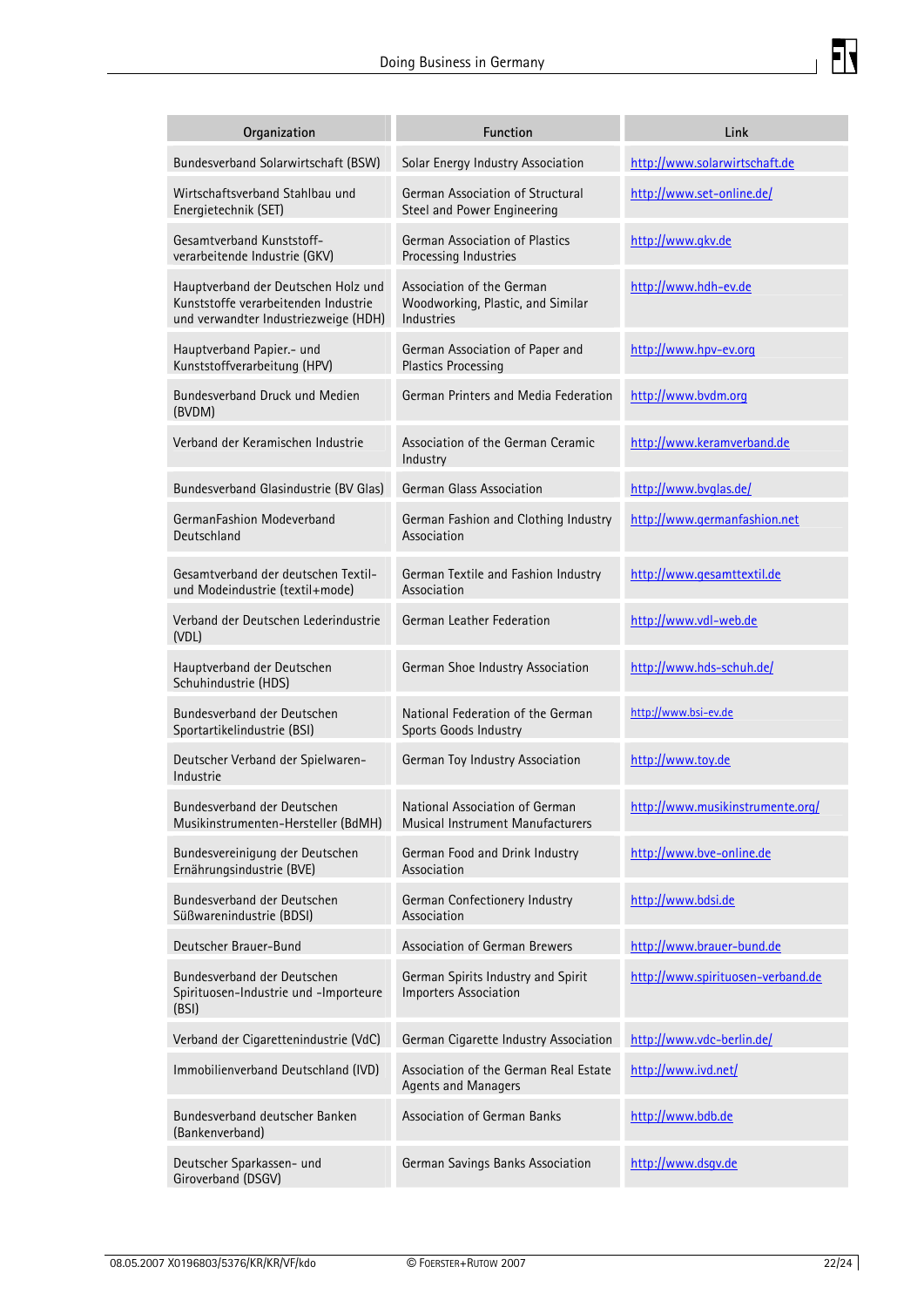| Organization | Function | Link |
|---|---|---|
| Bundesverband Solarwirtschaft (BSW) | Solar Energy Industry Association | http://www.solarwirtschaft.de |
| Wirtschaftsverband Stahlbau und Energietechnik (SET) | German Association of Structural Steel and Power Engineering | http://www.set-online.de/ |
| Gesamtverband Kunststoff-verarbeitende Industrie (GKV) | German Association of Plastics Processing Industries | http://www.gkv.de |
| Hauptverband der Deutschen Holz und Kunststoffe verarbeitenden Industrie und verwandter Industriezweige (HDH) | Association of the German Woodworking, Plastic, and Similar Industries | http://www.hdh-ev.de |
| Hauptverband Papier.- und Kunststoffverarbeitung (HPV) | German Association of Paper and Plastics Processing | http://www.hpv-ev.org |
| Bundesverband Druck und Medien (BVDM) | German Printers and Media Federation | http://www.bvdm.org |
| Verband der Keramischen Industrie | Association of the German Ceramic Industry | http://www.keramverband.de |
| Bundesverband Glasindustrie (BV Glas) | German Glass Association | http://www.bvglas.de/ |
| GermanFashion Modeverband Deutschland | German Fashion and Clothing Industry Association | http://www.germanfashion.net |
| Gesamtverband der deutschen Textil- und Modeindustrie (textil+mode) | German Textile and Fashion Industry Association | http://www.gesamttextil.de |
| Verband der Deutschen Lederindustrie (VDL) | German Leather Federation | http://www.vdl-web.de |
| Hauptverband der Deutschen Schuhindustrie (HDS) | German Shoe Industry Association | http://www.hds-schuh.de/ |
| Bundesverband der Deutschen Sportartikelindustrie (BSI) | National Federation of the German Sports Goods Industry | http://www.bsi-ev.de |
| Deutscher Verband der Spielwaren-Industrie | German Toy Industry Association | http://www.toy.de |
| Bundesverband der Deutschen Musikinstrumenten-Hersteller (BdMH) | National Association of German Musical Instrument Manufacturers | http://www.musikinstrumente.org/ |
| Bundesvereinigung der Deutschen Ernährungsindustrie (BVE) | German Food and Drink Industry Association | http://www.bve-online.de |
| Bundesverband der Deutschen Süßwarenindustrie (BDSI) | German Confectionery Industry Association | http://www.bdsi.de |
| Deutscher Brauer-Bund | Association of German Brewers | http://www.brauer-bund.de |
| Bundesverband der Deutschen Spirituosen-Industrie und -Importeure (BSI) | German Spirits Industry and Spirit Importers Association | http://www.spirituosen-verband.de |
| Verband der Cigarettenindustrie (VdC) | German Cigarette Industry Association | http://www.vdc-berlin.de/ |
| Immobilienverband Deutschland (IVD) | Association of the German Real Estate Agents and Managers | http://www.ivd.net/ |
| Bundesverband deutscher Banken (Bankenverband) | Association of German Banks | http://www.bdb.de |
| Deutscher Sparkassen- und Giroverband (DSGV) | German Savings Banks Association | http://www.dsgv.de |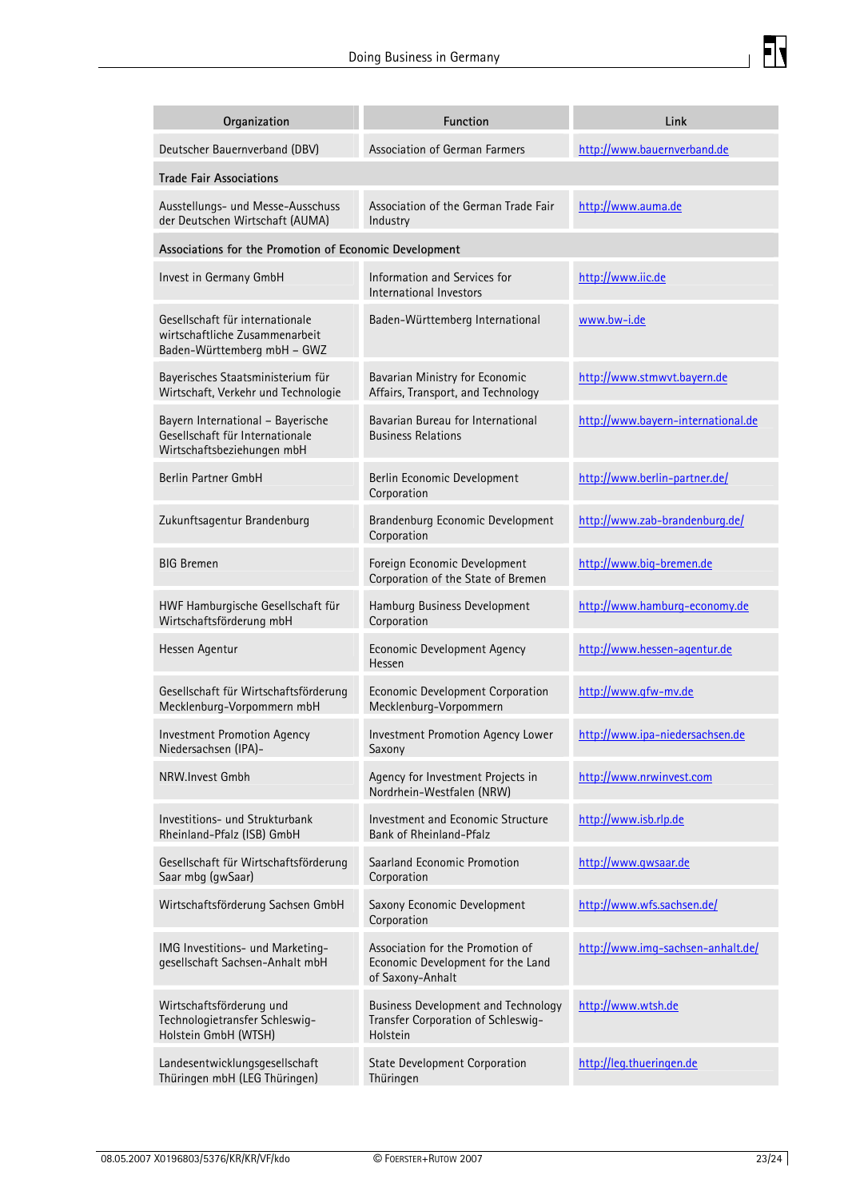| Organization | Function | Link |
|---|---|---|
| Deutscher Bauernverband (DBV) | Association of German Farmers | http://www.bauernverband.de |
| **Trade Fair Associations** | | |
| Ausstellungs- und Messe-Ausschuss der Deutschen Wirtschaft (AUMA) | Association of the German Trade Fair Industry | http://www.auma.de |
| **Associations for the Promotion of Economic Development** | | |
| Invest in Germany GmbH | Information and Services for International Investors | http://www.iic.de |
| Gesellschaft für internationale wirtschaftliche Zusammenarbeit Baden-Württemberg mbH – GWZ | Baden-Württemberg International | www.bw-i.de |
| Bayerisches Staatsministerium für Wirtschaft, Verkehr und Technologie | Bavarian Ministry for Economic Affairs, Transport, and Technology | http://www.stmwvt.bayern.de |
| Bayern International – Bayerische Gesellschaft für Internationale Wirtschaftsbeziehungen mbH | Bavarian Bureau for International Business Relations | http://www.bayern-international.de |
| Berlin Partner GmbH | Berlin Economic Development Corporation | http://www.berlin-partner.de/ |
| Zukunftsagentur Brandenburg | Brandenburg Economic Development Corporation | http://www.zab-brandenburg.de/ |
| BIG Bremen | Foreign Economic Development Corporation of the State of Bremen | http://www.big-bremen.de |
| HWF Hamburgische Gesellschaft für Wirtschaftsförderung mbH | Hamburg Business Development Corporation | http://www.hamburg-economy.de |
| Hessen Agentur | Economic Development Agency Hessen | http://www.hessen-agentur.de |
| Gesellschaft für Wirtschaftsförderung Mecklenburg-Vorpommern mbH | Economic Development Corporation Mecklenburg-Vorpommern | http://www.gfw-mv.de |
| Investment Promotion Agency Niedersachsen (IPA)- | Investment Promotion Agency Lower Saxony | http://www.ipa-niedersachsen.de |
| NRW.Invest Gmbh | Agency for Investment Projects in Nordrhein-Westfalen (NRW) | http://www.nrwinvest.com |
| Investitions- und Strukturbank Rheinland-Pfalz (ISB) GmbH | Investment and Economic Structure Bank of Rheinland-Pfalz | http://www.isb.rlp.de |
| Gesellschaft für Wirtschaftsförderung Saar mbg (gwSaar) | Saarland Economic Promotion Corporation | http://www.gwsaar.de |
| Wirtschaftsförderung Sachsen GmbH | Saxony Economic Development Corporation | http://www.wfs.sachsen.de/ |
| IMG Investitions- und Marketing-gesellschaft Sachsen-Anhalt mbH | Association for the Promotion of Economic Development for the Land of Saxony-Anhalt | http://www.img-sachsen-anhalt.de/ |
| Wirtschaftsförderung und Technologietransfer Schleswig-Holstein GmbH (WTSH) | Business Development and Technology Transfer Corporation of Schleswig-Holstein | http://www.wtsh.de |
| Landesentwicklungsgesellschaft Thüringen mbH (LEG Thüringen) | State Development Corporation Thüringen | http://leg.thueringen.de |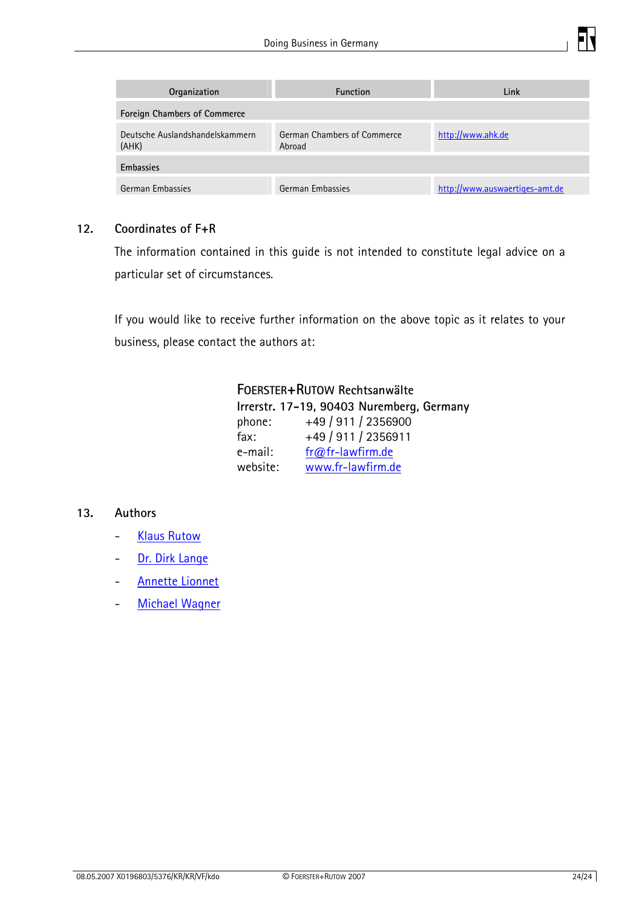| Organization | Function | Link |
|---|---|---|
| **Foreign Chambers of Commerce** | | |
| Deutsche Auslandshandelskammern (AHK) | German Chambers of Commerce Abroad | http://www.ahk.de |
| **Embassies** | | |
| German Embassies | German Embassies | http://www.auswaertiges-amt.de |

## 12. Coordinates of F+R

The information contained in this guide is not intended to constitute legal advice on a particular set of circumstances.

If you would like to receive further information on the above topic as it relates to your business, please contact the authors at:

**FOERSTER+RUTOW Rechtsanwälte**
**Irrerstr. 17-19, 90403 Nuremberg, Germany**
phone: +49 / 911 / 2356900
fax: +49 / 911 / 2356911
e-mail: fr@fr-lawfirm.de
website: www.fr-lawfirm.de

## 13. Authors

- Klaus Rutow
- Dr. Dirk Lange
- Annette Lionnet
- Michael Wagner

08.05.2007 X0196803/5376/KR/KR/VF/kdo © FOERSTER+RUTOW 2007